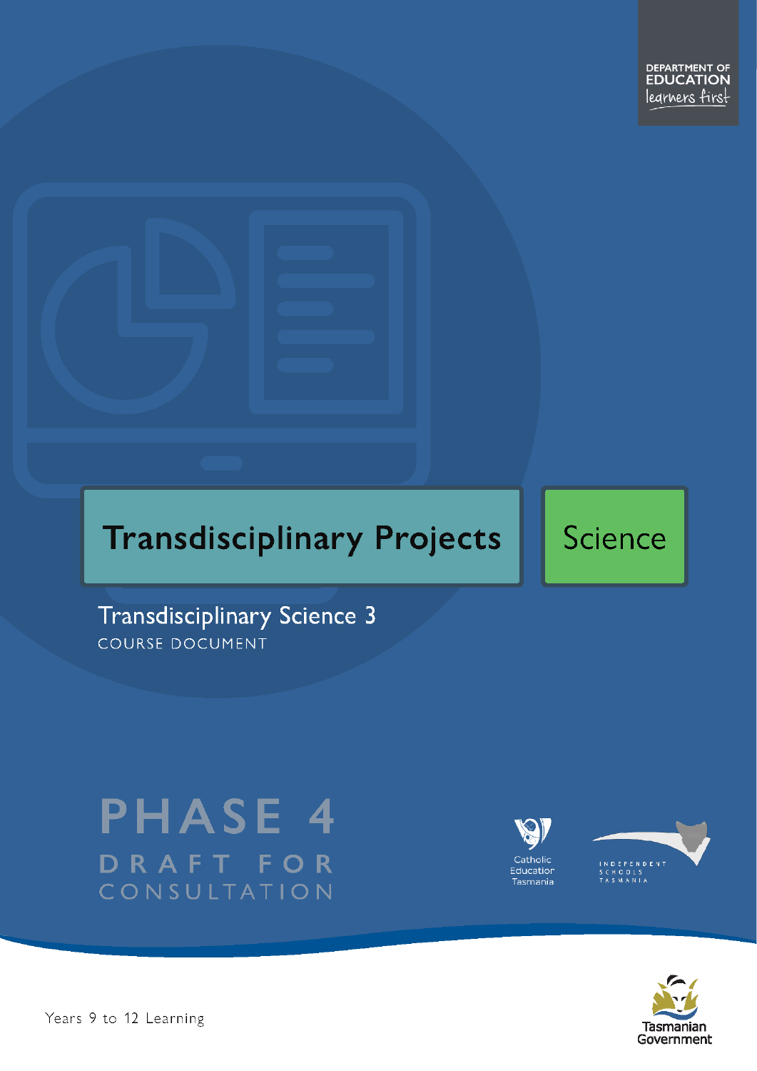DEPARTMENT OF EDUCATION
learners first

# Transdisciplinary Projects

Science

## Transdisciplinary Science 3

COURSE DOCUMENT

PHASE 4

DRAFT FOR CONSULTATION

Catholic Education Tasmania

INDEPENDENT SCHOOLS TASMANIA

Years 9 to 12 Learning

Tasmanian Government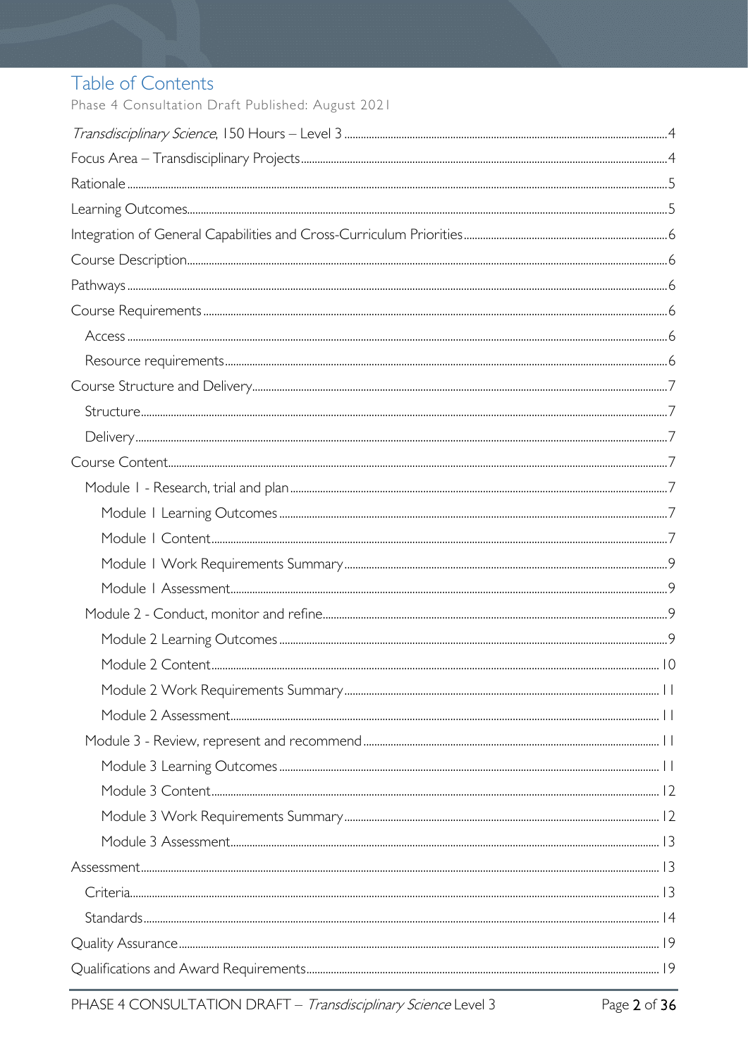# Table of Contents

Phase 4 Consultation Draft Published: August 2021

*Transdisciplinary Science*, 150 Hours – Level 3 ..... 4

Focus Area – Transdisciplinary Projects ..... 4

Rationale ..... 5

Learning Outcomes ..... 5

Integration of General Capabilities and Cross-Curriculum Priorities ..... 6

Course Description ..... 6

Pathways ..... 6

Course Requirements ..... 6

- Access ..... 6
- Resource requirements ..... 6

Course Structure and Delivery ..... 7

- Structure ..... 7
- Delivery ..... 7

Course Content ..... 7

- Module 1 - Research, trial and plan ..... 7
  - Module 1 Learning Outcomes ..... 7
  - Module 1 Content ..... 7
  - Module 1 Work Requirements Summary ..... 9
  - Module 1 Assessment ..... 9
- Module 2 - Conduct, monitor and refine ..... 9
  - Module 2 Learning Outcomes ..... 9
  - Module 2 Content ..... 10
  - Module 2 Work Requirements Summary ..... 11
  - Module 2 Assessment ..... 11
- Module 3 - Review, represent and recommend ..... 11
  - Module 3 Learning Outcomes ..... 11
  - Module 3 Content ..... 12
  - Module 3 Work Requirements Summary ..... 12
  - Module 3 Assessment ..... 13

Assessment ..... 13

- Criteria ..... 13
- Standards ..... 14

Quality Assurance ..... 19

Qualifications and Award Requirements ..... 19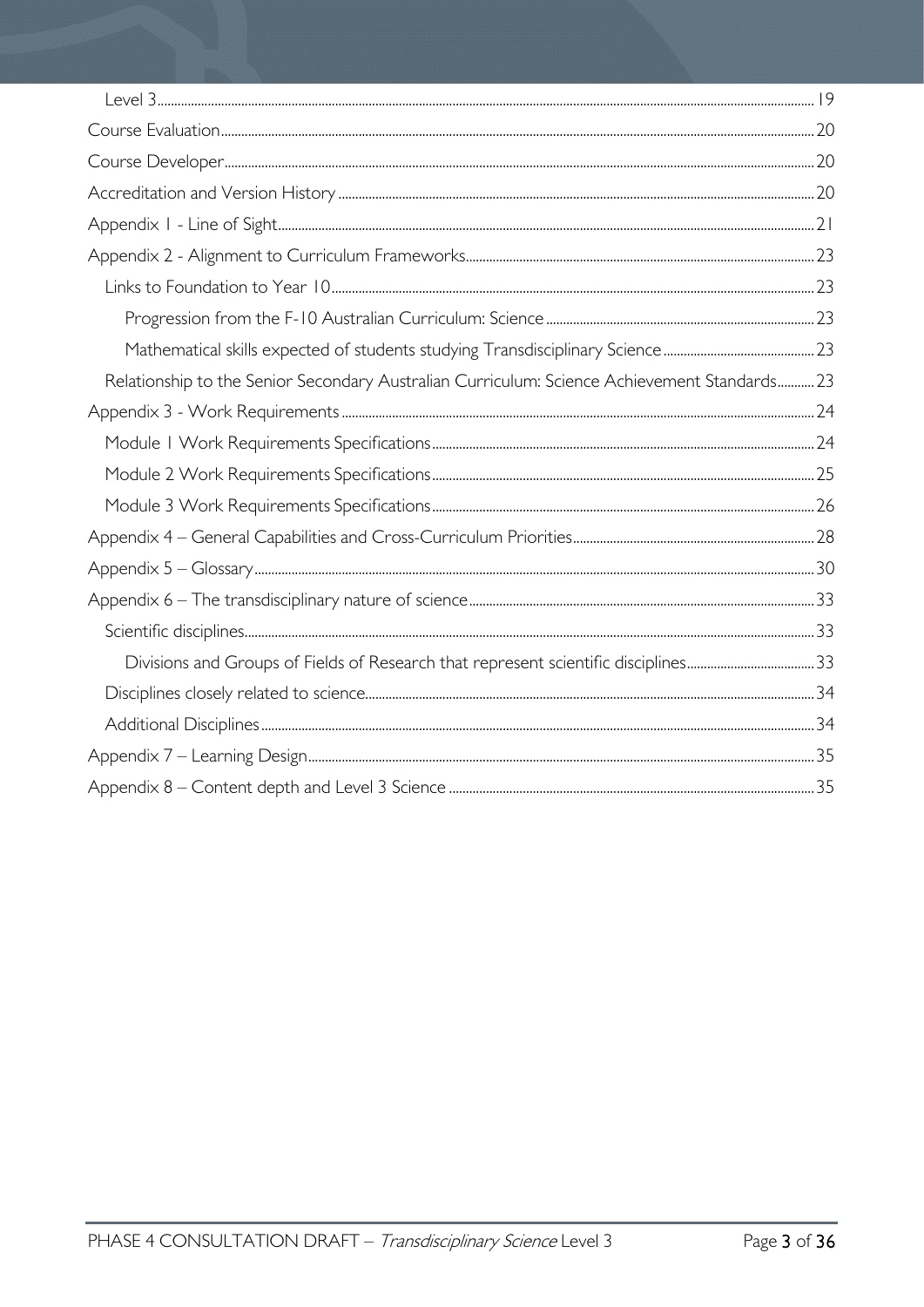- Level 3 ..... 19
- Course Evaluation ..... 20
- Course Developer ..... 20
- Accreditation and Version History ..... 20
- Appendix 1 - Line of Sight ..... 21
- Appendix 2 - Alignment to Curriculum Frameworks ..... 23
  - Links to Foundation to Year 10 ..... 23
    - Progression from the F-10 Australian Curriculum: Science ..... 23
    - Mathematical skills expected of students studying Transdisciplinary Science ..... 23
  - Relationship to the Senior Secondary Australian Curriculum: Science Achievement Standards ..... 23
- Appendix 3 - Work Requirements ..... 24
  - Module 1 Work Requirements Specifications ..... 24
  - Module 2 Work Requirements Specifications ..... 25
  - Module 3 Work Requirements Specifications ..... 26
- Appendix 4 – General Capabilities and Cross-Curriculum Priorities ..... 28
- Appendix 5 – Glossary ..... 30
- Appendix 6 – The transdisciplinary nature of science ..... 33
  - Scientific disciplines ..... 33
    - Divisions and Groups of Fields of Research that represent scientific disciplines ..... 33
  - Disciplines closely related to science ..... 34
  - Additional Disciplines ..... 34
- Appendix 7 – Learning Design ..... 35
- Appendix 8 – Content depth and Level 3 Science ..... 35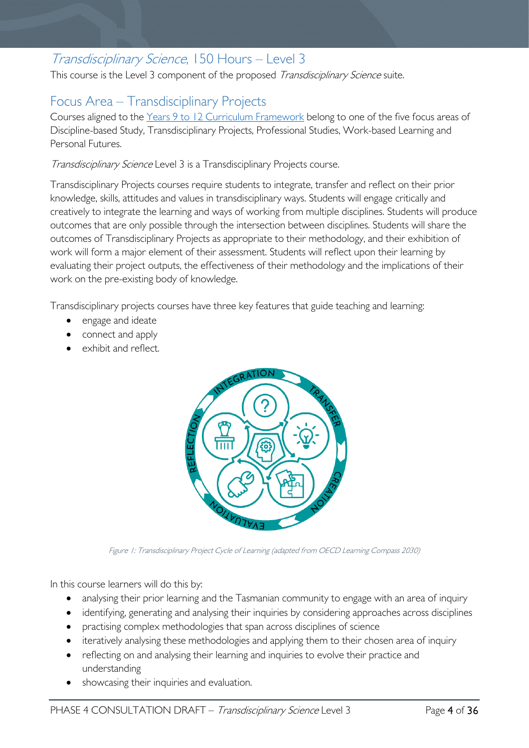## *Transdisciplinary Science*, 150 Hours – Level 3

This course is the Level 3 component of the proposed *Transdisciplinary Science* suite.

## Focus Area – Transdisciplinary Projects

Courses aligned to the [Years 9 to 12 Curriculum Framework] belong to one of the five focus areas of Discipline-based Study, Transdisciplinary Projects, Professional Studies, Work-based Learning and Personal Futures.

*Transdisciplinary Science* Level 3 is a Transdisciplinary Projects course.

Transdisciplinary Projects courses require students to integrate, transfer and reflect on their prior knowledge, skills, attitudes and values in transdisciplinary ways. Students will engage critically and creatively to integrate the learning and ways of working from multiple disciplines. Students will produce outcomes that are only possible through the intersection between disciplines. Students will share the outcomes of Transdisciplinary Projects as appropriate to their methodology, and their exhibition of work will form a major element of their assessment. Students will reflect upon their learning by evaluating their project outputs, the effectiveness of their methodology and the implications of their work on the pre-existing body of knowledge.

Transdisciplinary projects courses have three key features that guide teaching and learning:

- engage and ideate
- connect and apply
- exhibit and reflect.

*Figure 1: Transdisciplinary Project Cycle of Learning (adapted from OECD Learning Compass 2030)*

In this course learners will do this by:

- analysing their prior learning and the Tasmanian community to engage with an area of inquiry
- identifying, generating and analysing their inquiries by considering approaches across disciplines
- practising complex methodologies that span across disciplines of science
- iteratively analysing these methodologies and applying them to their chosen area of inquiry
- reflecting on and analysing their learning and inquiries to evolve their practice and understanding
- showcasing their inquiries and evaluation.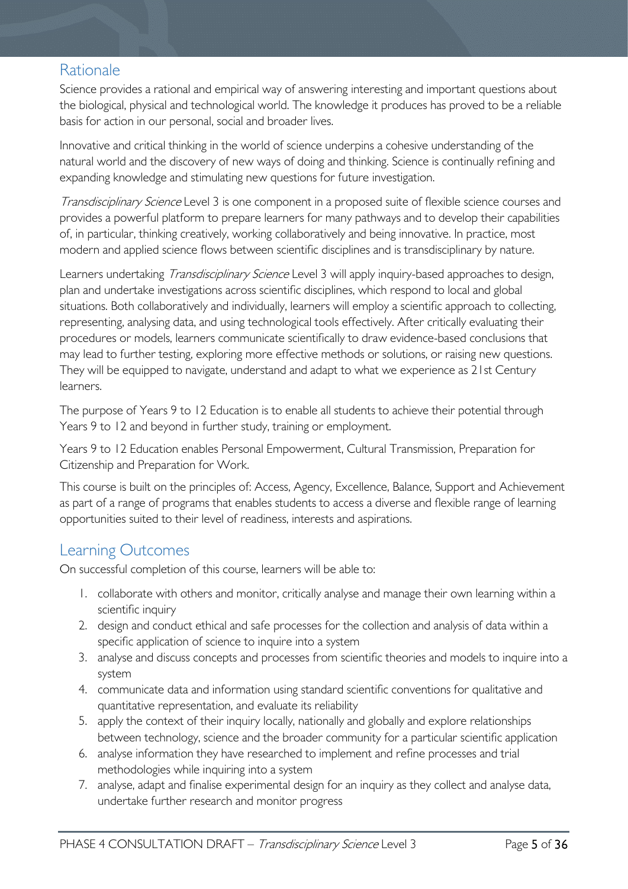## Rationale

Science provides a rational and empirical way of answering interesting and important questions about the biological, physical and technological world. The knowledge it produces has proved to be a reliable basis for action in our personal, social and broader lives.

Innovative and critical thinking in the world of science underpins a cohesive understanding of the natural world and the discovery of new ways of doing and thinking. Science is continually refining and expanding knowledge and stimulating new questions for future investigation.

*Transdisciplinary Science* Level 3 is one component in a proposed suite of flexible science courses and provides a powerful platform to prepare learners for many pathways and to develop their capabilities of, in particular, thinking creatively, working collaboratively and being innovative. In practice, most modern and applied science flows between scientific disciplines and is transdisciplinary by nature.

Learners undertaking *Transdisciplinary Science* Level 3 will apply inquiry-based approaches to design, plan and undertake investigations across scientific disciplines, which respond to local and global situations. Both collaboratively and individually, learners will employ a scientific approach to collecting, representing, analysing data, and using technological tools effectively. After critically evaluating their procedures or models, learners communicate scientifically to draw evidence-based conclusions that may lead to further testing, exploring more effective methods or solutions, or raising new questions. They will be equipped to navigate, understand and adapt to what we experience as 21st Century learners.

The purpose of Years 9 to 12 Education is to enable all students to achieve their potential through Years 9 to 12 and beyond in further study, training or employment.

Years 9 to 12 Education enables Personal Empowerment, Cultural Transmission, Preparation for Citizenship and Preparation for Work.

This course is built on the principles of: Access, Agency, Excellence, Balance, Support and Achievement as part of a range of programs that enables students to access a diverse and flexible range of learning opportunities suited to their level of readiness, interests and aspirations.

## Learning Outcomes

On successful completion of this course, learners will be able to:

1. collaborate with others and monitor, critically analyse and manage their own learning within a scientific inquiry
2. design and conduct ethical and safe processes for the collection and analysis of data within a specific application of science to inquire into a system
3. analyse and discuss concepts and processes from scientific theories and models to inquire into a system
4. communicate data and information using standard scientific conventions for qualitative and quantitative representation, and evaluate its reliability
5. apply the context of their inquiry locally, nationally and globally and explore relationships between technology, science and the broader community for a particular scientific application
6. analyse information they have researched to implement and refine processes and trial methodologies while inquiring into a system
7. analyse, adapt and finalise experimental design for an inquiry as they collect and analyse data, undertake further research and monitor progress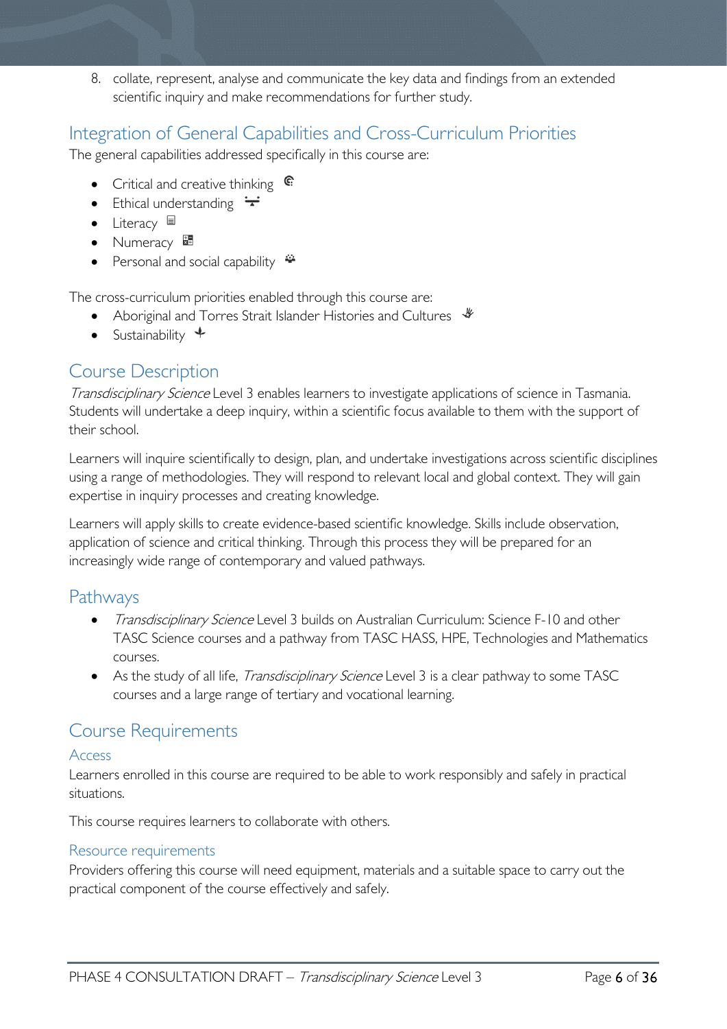8. collate, represent, analyse and communicate the key data and findings from an extended scientific inquiry and make recommendations for further study.

## Integration of General Capabilities and Cross-Curriculum Priorities

The general capabilities addressed specifically in this course are:

- Critical and creative thinking
- Ethical understanding
- Literacy
- Numeracy
- Personal and social capability

The cross-curriculum priorities enabled through this course are:

- Aboriginal and Torres Strait Islander Histories and Cultures
- Sustainability

## Course Description

*Transdisciplinary Science* Level 3 enables learners to investigate applications of science in Tasmania. Students will undertake a deep inquiry, within a scientific focus available to them with the support of their school.

Learners will inquire scientifically to design, plan, and undertake investigations across scientific disciplines using a range of methodologies. They will respond to relevant local and global context. They will gain expertise in inquiry processes and creating knowledge.

Learners will apply skills to create evidence-based scientific knowledge. Skills include observation, application of science and critical thinking. Through this process they will be prepared for an increasingly wide range of contemporary and valued pathways.

## Pathways

- *Transdisciplinary Science* Level 3 builds on Australian Curriculum: Science F-10 and other TASC Science courses and a pathway from TASC HASS, HPE, Technologies and Mathematics courses.
- As the study of all life, *Transdisciplinary Science* Level 3 is a clear pathway to some TASC courses and a large range of tertiary and vocational learning.

## Course Requirements

### Access

Learners enrolled in this course are required to be able to work responsibly and safely in practical situations.

This course requires learners to collaborate with others.

### Resource requirements

Providers offering this course will need equipment, materials and a suitable space to carry out the practical component of the course effectively and safely.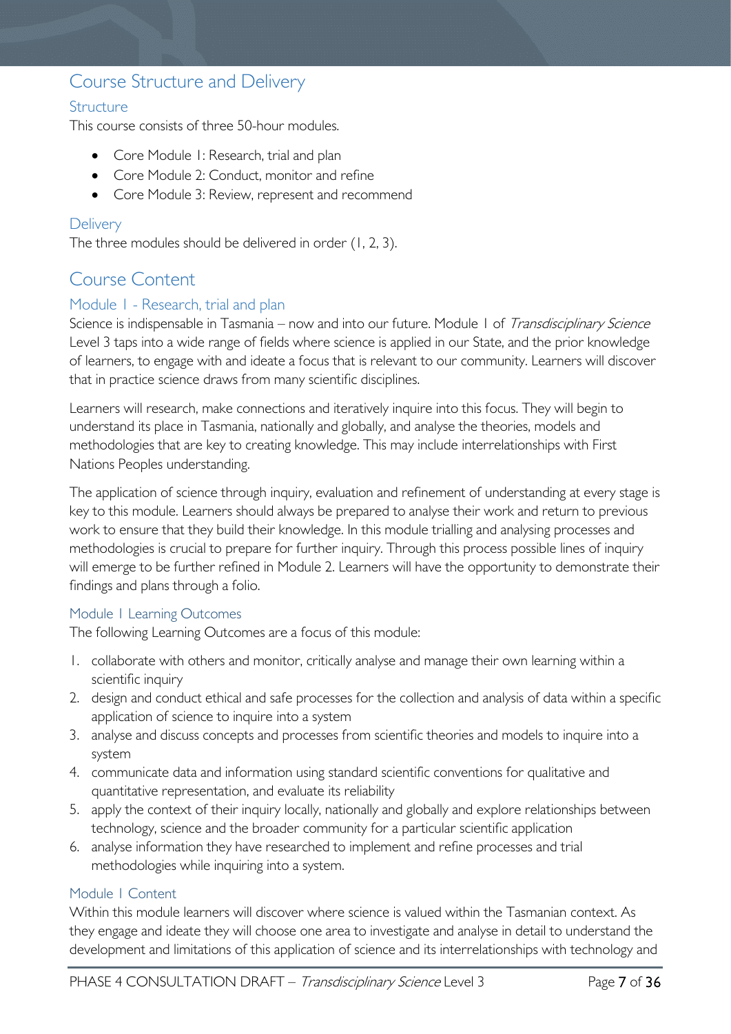# Course Structure and Delivery

## Structure

This course consists of three 50-hour modules.

- Core Module 1: Research, trial and plan
- Core Module 2: Conduct, monitor and refine
- Core Module 3: Review, represent and recommend

## Delivery

The three modules should be delivered in order (1, 2, 3).

# Course Content

## Module 1 - Research, trial and plan

Science is indispensable in Tasmania – now and into our future. Module 1 of *Transdisciplinary Science* Level 3 taps into a wide range of fields where science is applied in our State, and the prior knowledge of learners, to engage with and ideate a focus that is relevant to our community. Learners will discover that in practice science draws from many scientific disciplines.

Learners will research, make connections and iteratively inquire into this focus. They will begin to understand its place in Tasmania, nationally and globally, and analyse the theories, models and methodologies that are key to creating knowledge. This may include interrelationships with First Nations Peoples understanding.

The application of science through inquiry, evaluation and refinement of understanding at every stage is key to this module. Learners should always be prepared to analyse their work and return to previous work to ensure that they build their knowledge. In this module trialling and analysing processes and methodologies is crucial to prepare for further inquiry. Through this process possible lines of inquiry will emerge to be further refined in Module 2. Learners will have the opportunity to demonstrate their findings and plans through a folio.

### Module 1 Learning Outcomes

The following Learning Outcomes are a focus of this module:

1. collaborate with others and monitor, critically analyse and manage their own learning within a scientific inquiry
2. design and conduct ethical and safe processes for the collection and analysis of data within a specific application of science to inquire into a system
3. analyse and discuss concepts and processes from scientific theories and models to inquire into a system
4. communicate data and information using standard scientific conventions for qualitative and quantitative representation, and evaluate its reliability
5. apply the context of their inquiry locally, nationally and globally and explore relationships between technology, science and the broader community for a particular scientific application
6. analyse information they have researched to implement and refine processes and trial methodologies while inquiring into a system.

### Module 1 Content

Within this module learners will discover where science is valued within the Tasmanian context. As they engage and ideate they will choose one area to investigate and analyse in detail to understand the development and limitations of this application of science and its interrelationships with technology and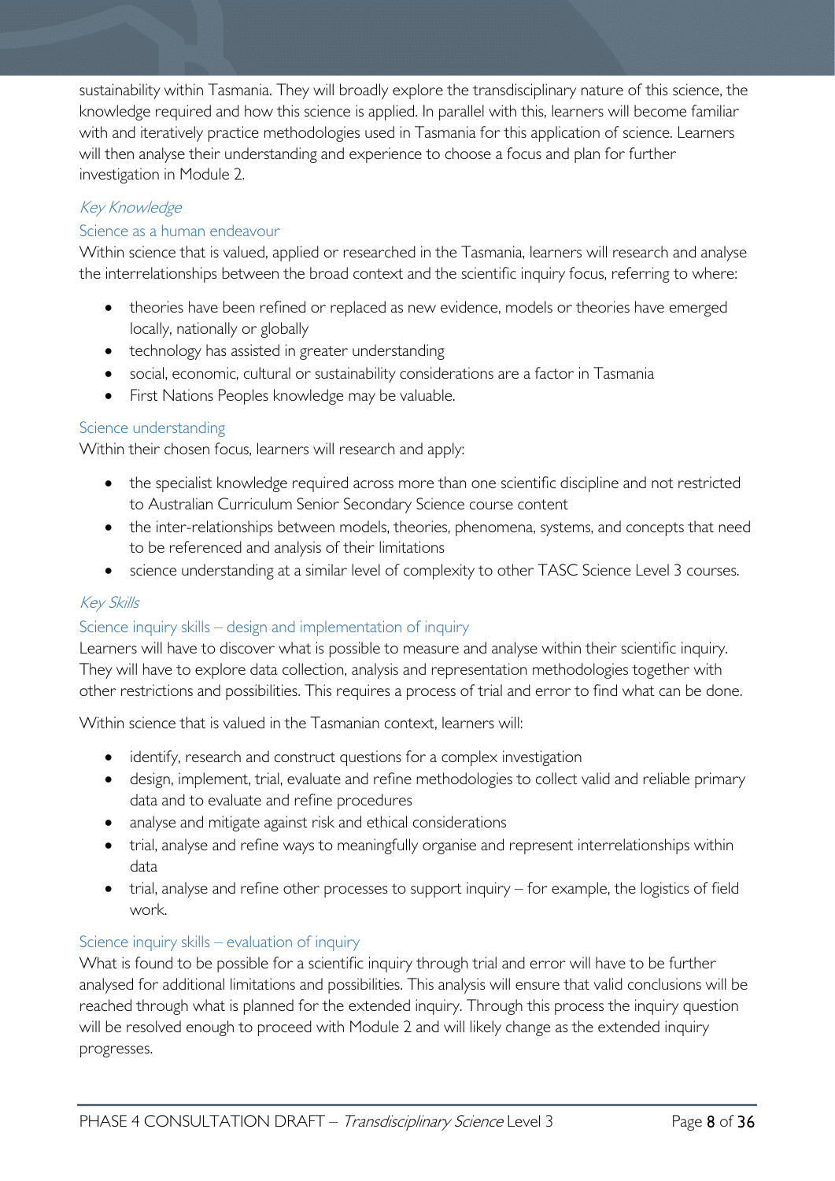sustainability within Tasmania. They will broadly explore the transdisciplinary nature of this science, the knowledge required and how this science is applied. In parallel with this, learners will become familiar with and iteratively practice methodologies used in Tasmania for this application of science. Learners will then analyse their understanding and experience to choose a focus and plan for further investigation in Module 2.

### *Key Knowledge*

#### Science as a human endeavour

Within science that is valued, applied or researched in the Tasmania, learners will research and analyse the interrelationships between the broad context and the scientific inquiry focus, referring to where:

- theories have been refined or replaced as new evidence, models or theories have emerged locally, nationally or globally
- technology has assisted in greater understanding
- social, economic, cultural or sustainability considerations are a factor in Tasmania
- First Nations Peoples knowledge may be valuable.

#### Science understanding

Within their chosen focus, learners will research and apply:

- the specialist knowledge required across more than one scientific discipline and not restricted to Australian Curriculum Senior Secondary Science course content
- the inter-relationships between models, theories, phenomena, systems, and concepts that need to be referenced and analysis of their limitations
- science understanding at a similar level of complexity to other TASC Science Level 3 courses.

### *Key Skills*

#### Science inquiry skills – design and implementation of inquiry

Learners will have to discover what is possible to measure and analyse within their scientific inquiry. They will have to explore data collection, analysis and representation methodologies together with other restrictions and possibilities. This requires a process of trial and error to find what can be done.

Within science that is valued in the Tasmanian context, learners will:

- identify, research and construct questions for a complex investigation
- design, implement, trial, evaluate and refine methodologies to collect valid and reliable primary data and to evaluate and refine procedures
- analyse and mitigate against risk and ethical considerations
- trial, analyse and refine ways to meaningfully organise and represent interrelationships within data
- trial, analyse and refine other processes to support inquiry – for example, the logistics of field work.

#### Science inquiry skills – evaluation of inquiry

What is found to be possible for a scientific inquiry through trial and error will have to be further analysed for additional limitations and possibilities. This analysis will ensure that valid conclusions will be reached through what is planned for the extended inquiry. Through this process the inquiry question will be resolved enough to proceed with Module 2 and will likely change as the extended inquiry progresses.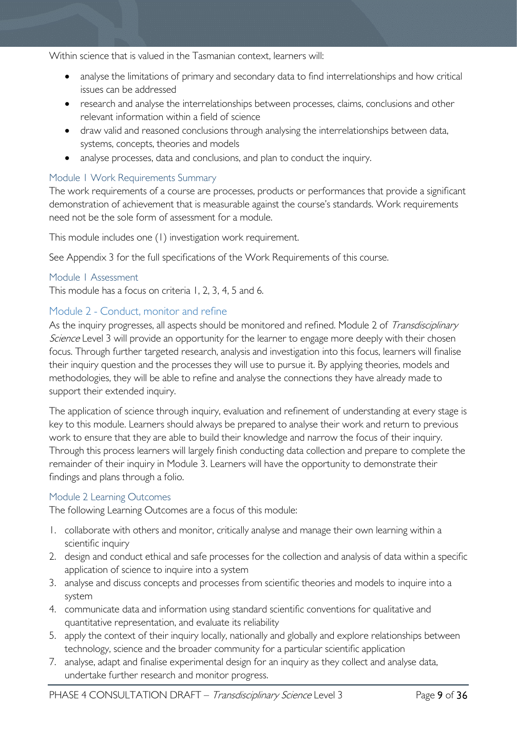Within science that is valued in the Tasmanian context, learners will:

- analyse the limitations of primary and secondary data to find interrelationships and how critical issues can be addressed
- research and analyse the interrelationships between processes, claims, conclusions and other relevant information within a field of science
- draw valid and reasoned conclusions through analysing the interrelationships between data, systems, concepts, theories and models
- analyse processes, data and conclusions, and plan to conduct the inquiry.

### Module 1 Work Requirements Summary

The work requirements of a course are processes, products or performances that provide a significant demonstration of achievement that is measurable against the course's standards. Work requirements need not be the sole form of assessment for a module.

This module includes one (1) investigation work requirement.

See Appendix 3 for the full specifications of the Work Requirements of this course.

### Module 1 Assessment

This module has a focus on criteria 1, 2, 3, 4, 5 and 6.

## Module 2 - Conduct, monitor and refine

As the inquiry progresses, all aspects should be monitored and refined. Module 2 of *Transdisciplinary Science* Level 3 will provide an opportunity for the learner to engage more deeply with their chosen focus. Through further targeted research, analysis and investigation into this focus, learners will finalise their inquiry question and the processes they will use to pursue it. By applying theories, models and methodologies, they will be able to refine and analyse the connections they have already made to support their extended inquiry.

The application of science through inquiry, evaluation and refinement of understanding at every stage is key to this module. Learners should always be prepared to analyse their work and return to previous work to ensure that they are able to build their knowledge and narrow the focus of their inquiry. Through this process learners will largely finish conducting data collection and prepare to complete the remainder of their inquiry in Module 3. Learners will have the opportunity to demonstrate their findings and plans through a folio.

### Module 2 Learning Outcomes

The following Learning Outcomes are a focus of this module:

1. collaborate with others and monitor, critically analyse and manage their own learning within a scientific inquiry
2. design and conduct ethical and safe processes for the collection and analysis of data within a specific application of science to inquire into a system
3. analyse and discuss concepts and processes from scientific theories and models to inquire into a system
4. communicate data and information using standard scientific conventions for qualitative and quantitative representation, and evaluate its reliability
5. apply the context of their inquiry locally, nationally and globally and explore relationships between technology, science and the broader community for a particular scientific application
7. analyse, adapt and finalise experimental design for an inquiry as they collect and analyse data, undertake further research and monitor progress.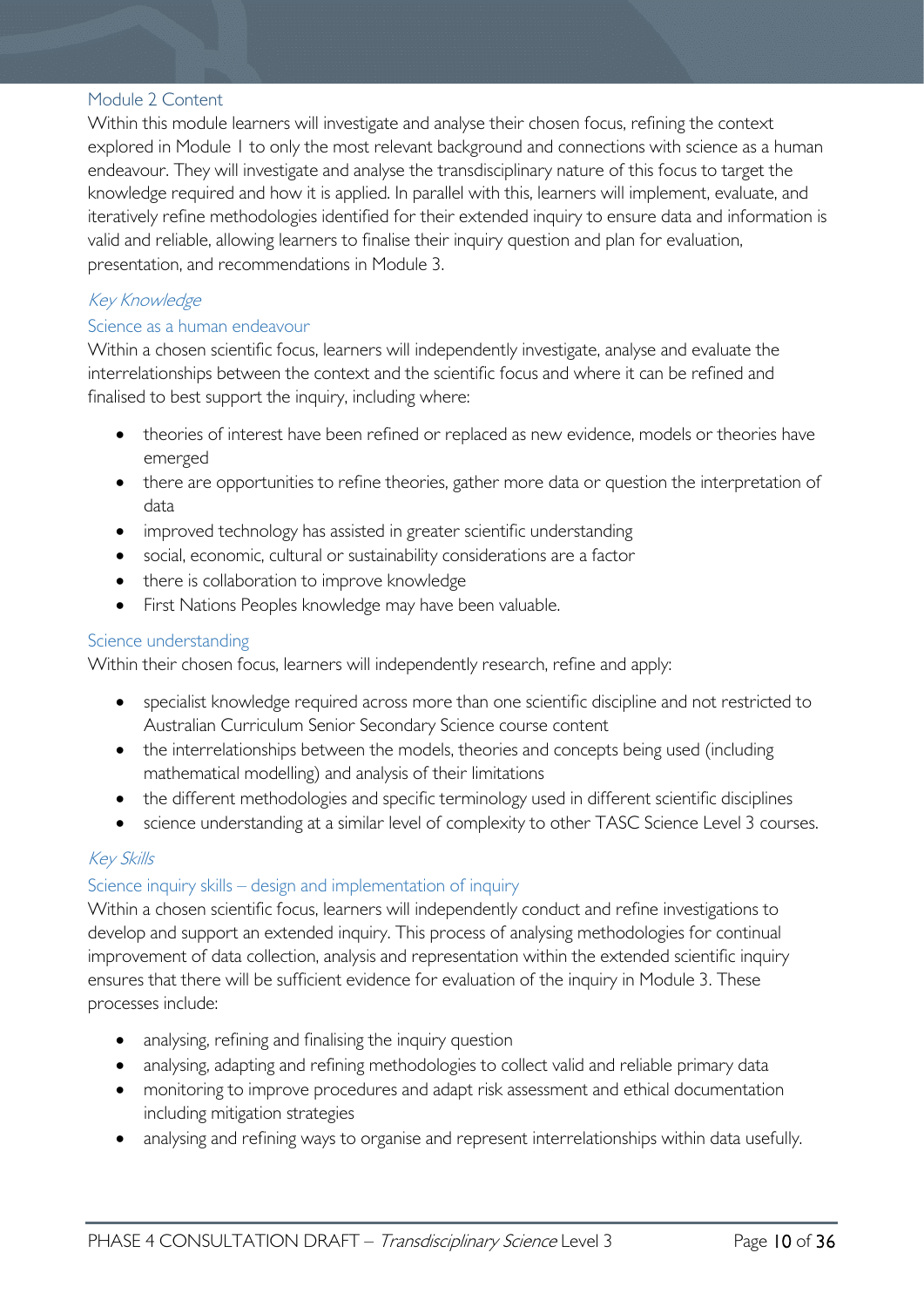## Module 2 Content

Within this module learners will investigate and analyse their chosen focus, refining the context explored in Module 1 to only the most relevant background and connections with science as a human endeavour. They will investigate and analyse the transdisciplinary nature of this focus to target the knowledge required and how it is applied. In parallel with this, learners will implement, evaluate, and iteratively refine methodologies identified for their extended inquiry to ensure data and information is valid and reliable, allowing learners to finalise their inquiry question and plan for evaluation, presentation, and recommendations in Module 3.

### *Key Knowledge*

#### Science as a human endeavour

Within a chosen scientific focus, learners will independently investigate, analyse and evaluate the interrelationships between the context and the scientific focus and where it can be refined and finalised to best support the inquiry, including where:

- theories of interest have been refined or replaced as new evidence, models or theories have emerged
- there are opportunities to refine theories, gather more data or question the interpretation of data
- improved technology has assisted in greater scientific understanding
- social, economic, cultural or sustainability considerations are a factor
- there is collaboration to improve knowledge
- First Nations Peoples knowledge may have been valuable.

#### Science understanding

Within their chosen focus, learners will independently research, refine and apply:

- specialist knowledge required across more than one scientific discipline and not restricted to Australian Curriculum Senior Secondary Science course content
- the interrelationships between the models, theories and concepts being used (including mathematical modelling) and analysis of their limitations
- the different methodologies and specific terminology used in different scientific disciplines
- science understanding at a similar level of complexity to other TASC Science Level 3 courses.

### *Key Skills*

#### Science inquiry skills – design and implementation of inquiry

Within a chosen scientific focus, learners will independently conduct and refine investigations to develop and support an extended inquiry. This process of analysing methodologies for continual improvement of data collection, analysis and representation within the extended scientific inquiry ensures that there will be sufficient evidence for evaluation of the inquiry in Module 3. These processes include:

- analysing, refining and finalising the inquiry question
- analysing, adapting and refining methodologies to collect valid and reliable primary data
- monitoring to improve procedures and adapt risk assessment and ethical documentation including mitigation strategies
- analysing and refining ways to organise and represent interrelationships within data usefully.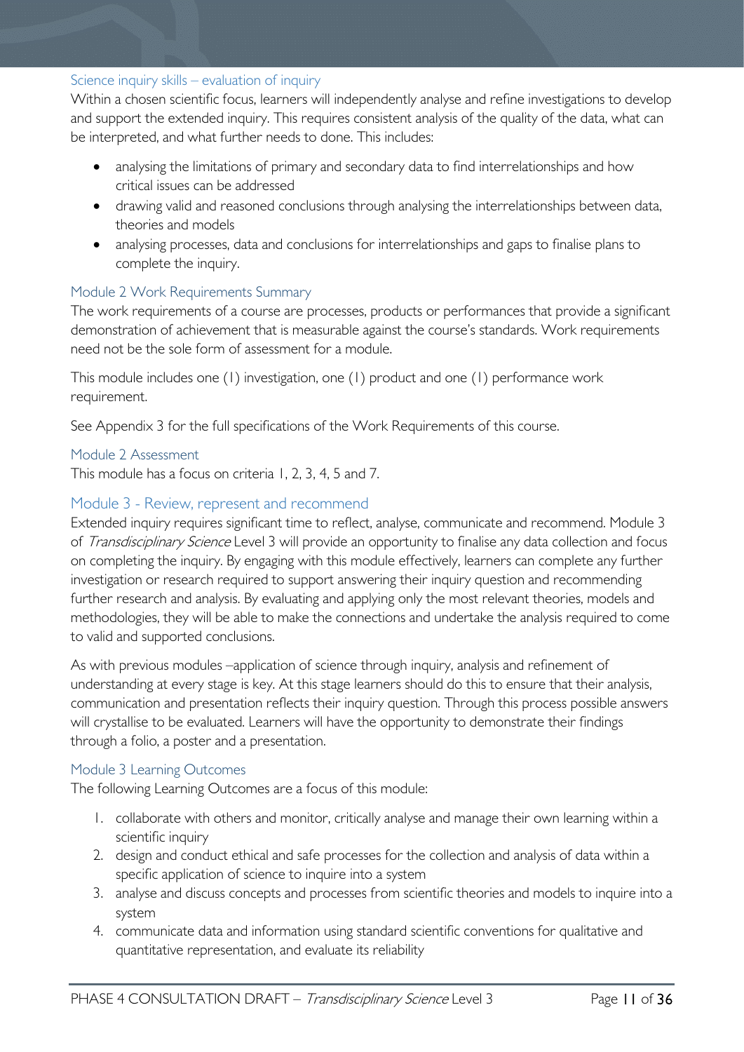#### Science inquiry skills – evaluation of inquiry

Within a chosen scientific focus, learners will independently analyse and refine investigations to develop and support the extended inquiry. This requires consistent analysis of the quality of the data, what can be interpreted, and what further needs to done. This includes:

- analysing the limitations of primary and secondary data to find interrelationships and how critical issues can be addressed
- drawing valid and reasoned conclusions through analysing the interrelationships between data, theories and models
- analysing processes, data and conclusions for interrelationships and gaps to finalise plans to complete the inquiry.

### Module 2 Work Requirements Summary

The work requirements of a course are processes, products or performances that provide a significant demonstration of achievement that is measurable against the course's standards. Work requirements need not be the sole form of assessment for a module.

This module includes one (1) investigation, one (1) product and one (1) performance work requirement.

See Appendix 3 for the full specifications of the Work Requirements of this course.

### Module 2 Assessment

This module has a focus on criteria 1, 2, 3, 4, 5 and 7.

## Module 3 - Review, represent and recommend

Extended inquiry requires significant time to reflect, analyse, communicate and recommend. Module 3 of *Transdisciplinary Science* Level 3 will provide an opportunity to finalise any data collection and focus on completing the inquiry. By engaging with this module effectively, learners can complete any further investigation or research required to support answering their inquiry question and recommending further research and analysis. By evaluating and applying only the most relevant theories, models and methodologies, they will be able to make the connections and undertake the analysis required to come to valid and supported conclusions.

As with previous modules –application of science through inquiry, analysis and refinement of understanding at every stage is key. At this stage learners should do this to ensure that their analysis, communication and presentation reflects their inquiry question. Through this process possible answers will crystallise to be evaluated. Learners will have the opportunity to demonstrate their findings through a folio, a poster and a presentation.

### Module 3 Learning Outcomes

The following Learning Outcomes are a focus of this module:

1. collaborate with others and monitor, critically analyse and manage their own learning within a scientific inquiry
2. design and conduct ethical and safe processes for the collection and analysis of data within a specific application of science to inquire into a system
3. analyse and discuss concepts and processes from scientific theories and models to inquire into a system
4. communicate data and information using standard scientific conventions for qualitative and quantitative representation, and evaluate its reliability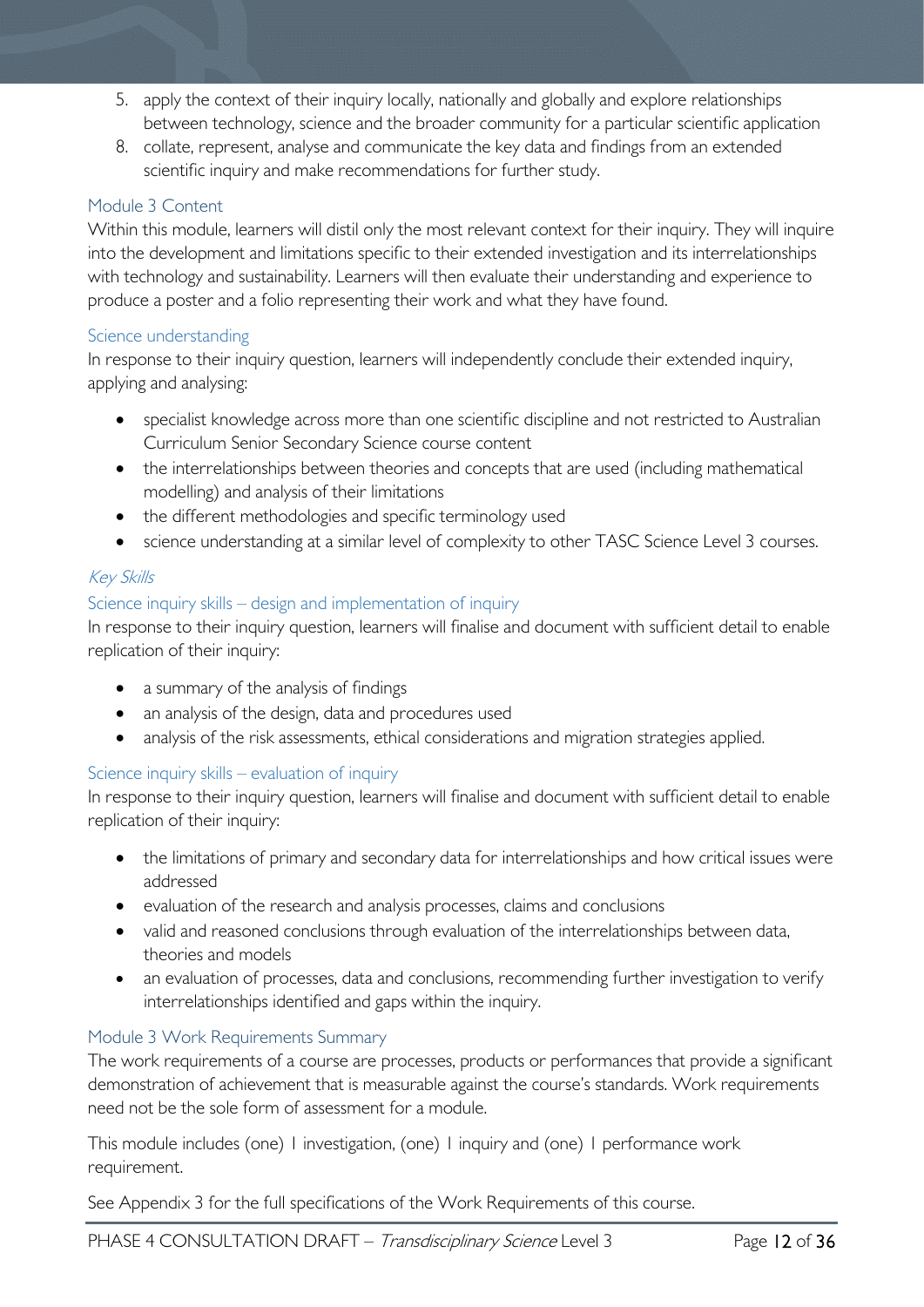5. apply the context of their inquiry locally, nationally and globally and explore relationships between technology, science and the broader community for a particular scientific application
8. collate, represent, analyse and communicate the key data and findings from an extended scientific inquiry and make recommendations for further study.

## Module 3 Content

Within this module, learners will distil only the most relevant context for their inquiry. They will inquire into the development and limitations specific to their extended investigation and its interrelationships with technology and sustainability. Learners will then evaluate their understanding and experience to produce a poster and a folio representing their work and what they have found.

### Science understanding

In response to their inquiry question, learners will independently conclude their extended inquiry, applying and analysing:

- specialist knowledge across more than one scientific discipline and not restricted to Australian Curriculum Senior Secondary Science course content
- the interrelationships between theories and concepts that are used (including mathematical modelling) and analysis of their limitations
- the different methodologies and specific terminology used
- science understanding at a similar level of complexity to other TASC Science Level 3 courses.

### *Key Skills*

### Science inquiry skills – design and implementation of inquiry

In response to their inquiry question, learners will finalise and document with sufficient detail to enable replication of their inquiry:

- a summary of the analysis of findings
- an analysis of the design, data and procedures used
- analysis of the risk assessments, ethical considerations and migration strategies applied.

### Science inquiry skills – evaluation of inquiry

In response to their inquiry question, learners will finalise and document with sufficient detail to enable replication of their inquiry:

- the limitations of primary and secondary data for interrelationships and how critical issues were addressed
- evaluation of the research and analysis processes, claims and conclusions
- valid and reasoned conclusions through evaluation of the interrelationships between data, theories and models
- an evaluation of processes, data and conclusions, recommending further investigation to verify interrelationships identified and gaps within the inquiry.

## Module 3 Work Requirements Summary

The work requirements of a course are processes, products or performances that provide a significant demonstration of achievement that is measurable against the course's standards. Work requirements need not be the sole form of assessment for a module.

This module includes (one) 1 investigation, (one) 1 inquiry and (one) 1 performance work requirement.

See Appendix 3 for the full specifications of the Work Requirements of this course.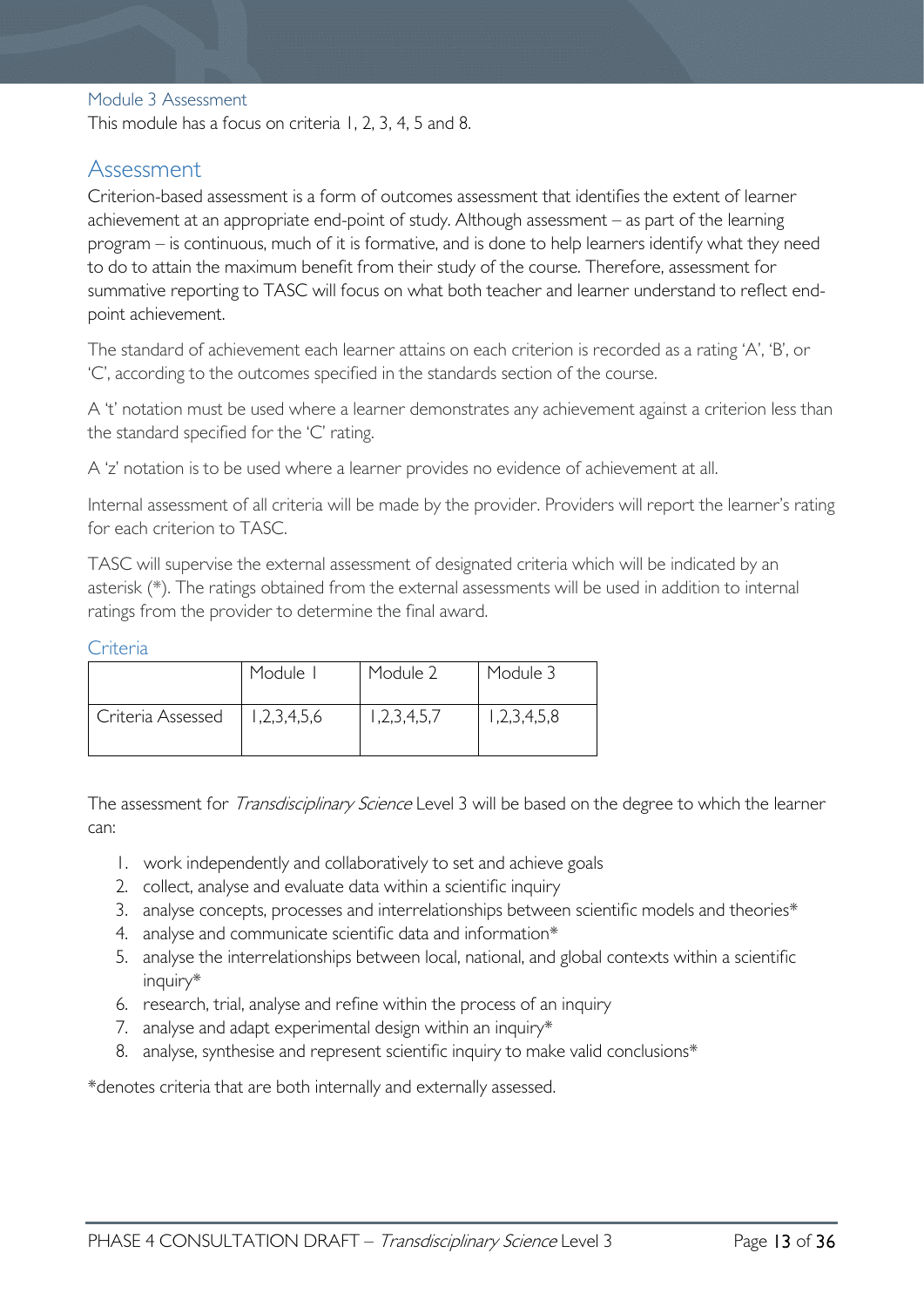### Module 3 Assessment

This module has a focus on criteria 1, 2, 3, 4, 5 and 8.

## Assessment

Criterion-based assessment is a form of outcomes assessment that identifies the extent of learner achievement at an appropriate end-point of study. Although assessment – as part of the learning program – is continuous, much of it is formative, and is done to help learners identify what they need to do to attain the maximum benefit from their study of the course. Therefore, assessment for summative reporting to TASC will focus on what both teacher and learner understand to reflect end-point achievement.

The standard of achievement each learner attains on each criterion is recorded as a rating 'A', 'B', or 'C', according to the outcomes specified in the standards section of the course.

A 't' notation must be used where a learner demonstrates any achievement against a criterion less than the standard specified for the 'C' rating.

A 'z' notation is to be used where a learner provides no evidence of achievement at all.

Internal assessment of all criteria will be made by the provider. Providers will report the learner's rating for each criterion to TASC.

TASC will supervise the external assessment of designated criteria which will be indicated by an asterisk (*). The ratings obtained from the external assessments will be used in addition to internal ratings from the provider to determine the final award.

### Criteria

| | Module 1 | Module 2 | Module 3 |
|---|---|---|---|
| Criteria Assessed | 1,2,3,4,5,6 | 1,2,3,4,5,7 | 1,2,3,4,5,8 |

The assessment for *Transdisciplinary Science* Level 3 will be based on the degree to which the learner can:

1. work independently and collaboratively to set and achieve goals
2. collect, analyse and evaluate data within a scientific inquiry
3. analyse concepts, processes and interrelationships between scientific models and theories*
4. analyse and communicate scientific data and information*
5. analyse the interrelationships between local, national, and global contexts within a scientific inquiry*
6. research, trial, analyse and refine within the process of an inquiry
7. analyse and adapt experimental design within an inquiry*
8. analyse, synthesise and represent scientific inquiry to make valid conclusions*

*denotes criteria that are both internally and externally assessed.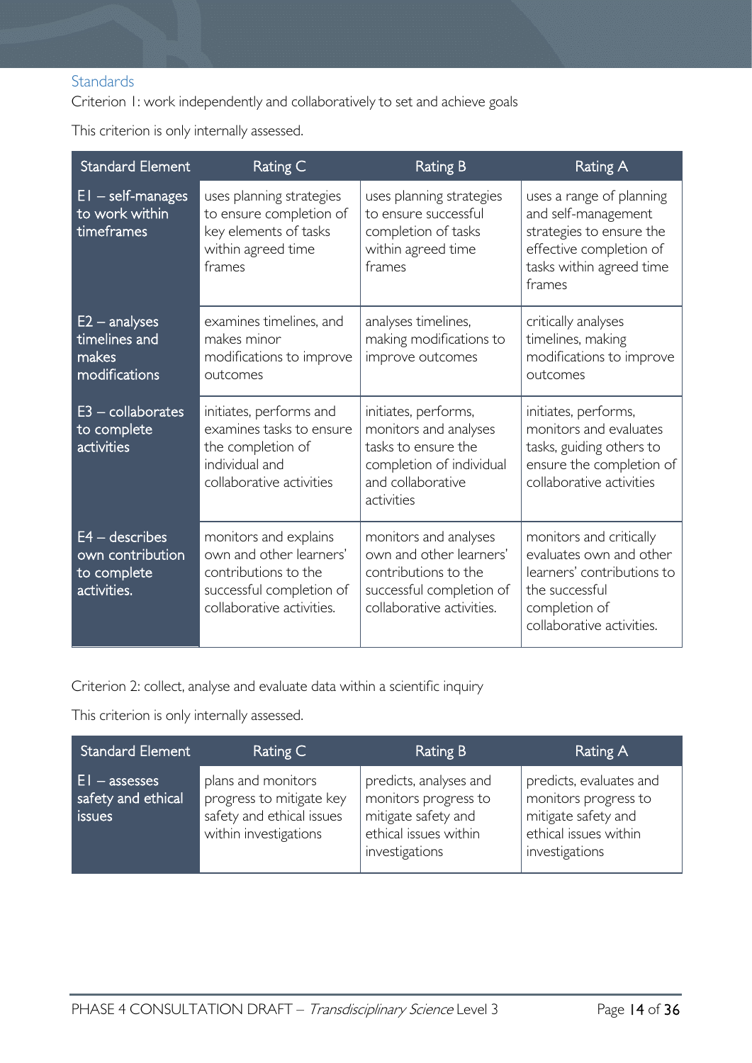## Standards

Criterion 1: work independently and collaboratively to set and achieve goals

This criterion is only internally assessed.

| Standard Element | Rating C | Rating B | Rating A |
|---|---|---|---|
| E1 – self-manages to work within timeframes | uses planning strategies to ensure completion of key elements of tasks within agreed time frames | uses planning strategies to ensure successful completion of tasks within agreed time frames | uses a range of planning and self-management strategies to ensure the effective completion of tasks within agreed time frames |
| E2 – analyses timelines and makes modifications | examines timelines, and makes minor modifications to improve outcomes | analyses timelines, making modifications to improve outcomes | critically analyses timelines, making modifications to improve outcomes |
| E3 – collaborates to complete activities | initiates, performs and examines tasks to ensure the completion of individual and collaborative activities | initiates, performs, monitors and analyses tasks to ensure the completion of individual and collaborative activities | initiates, performs, monitors and evaluates tasks, guiding others to ensure the completion of collaborative activities |
| E4 – describes own contribution to complete activities. | monitors and explains own and other learners' contributions to the successful completion of collaborative activities. | monitors and analyses own and other learners' contributions to the successful completion of collaborative activities. | monitors and critically evaluates own and other learners' contributions to the successful completion of collaborative activities. |

Criterion 2: collect, analyse and evaluate data within a scientific inquiry

This criterion is only internally assessed.

| Standard Element | Rating C | Rating B | Rating A |
|---|---|---|---|
| E1 – assesses safety and ethical issues | plans and monitors progress to mitigate key safety and ethical issues within investigations | predicts, analyses and monitors progress to mitigate safety and ethical issues within investigations | predicts, evaluates and monitors progress to mitigate safety and ethical issues within investigations |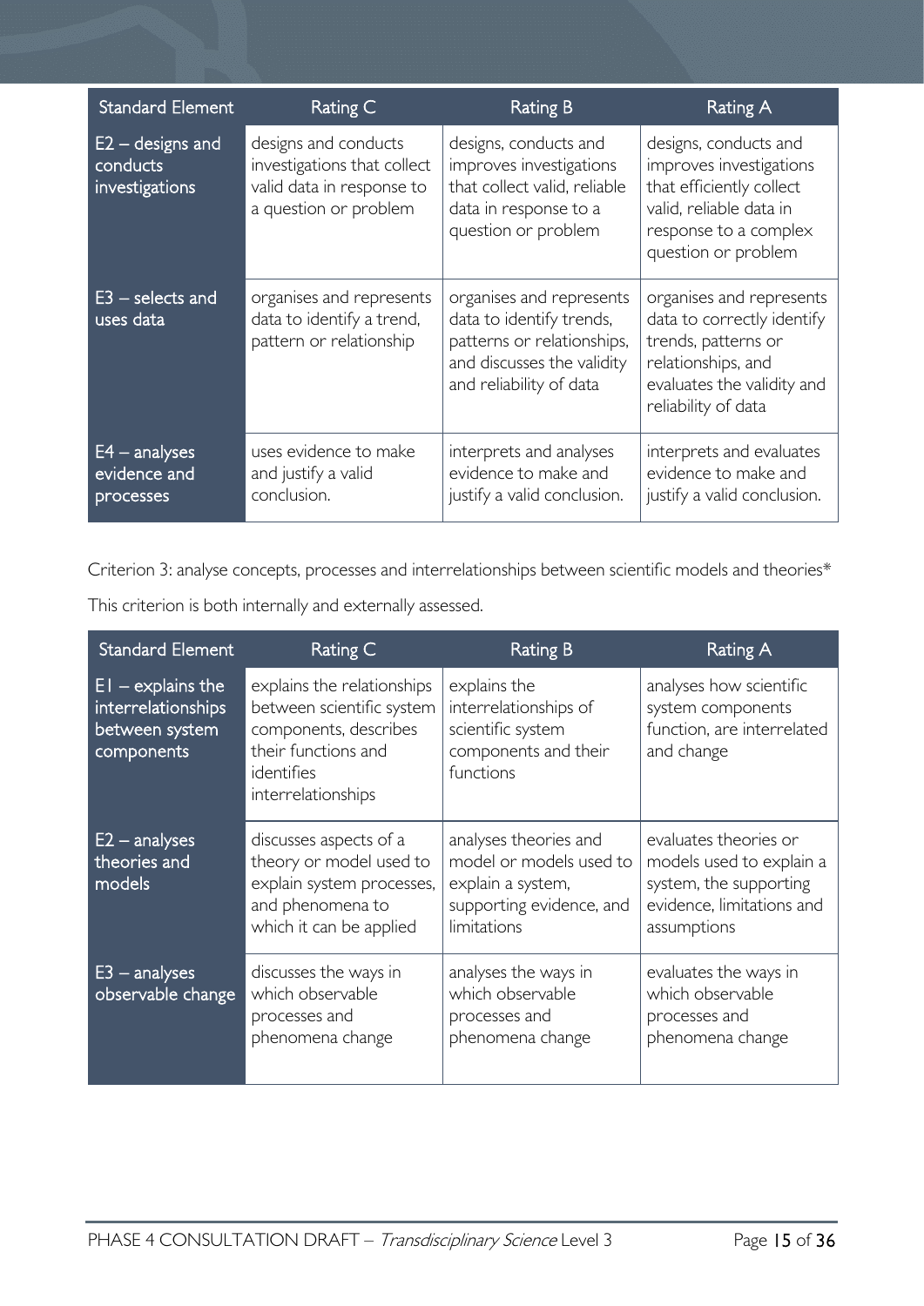| Standard Element | Rating C | Rating B | Rating A |
|---|---|---|---|
| E2 – designs and conducts investigations | designs and conducts investigations that collect valid data in response to a question or problem | designs, conducts and improves investigations that collect valid, reliable data in response to a question or problem | designs, conducts and improves investigations that efficiently collect valid, reliable data in response to a complex question or problem |
| E3 – selects and uses data | organises and represents data to identify a trend, pattern or relationship | organises and represents data to identify trends, patterns or relationships, and discusses the validity and reliability of data | organises and represents data to correctly identify trends, patterns or relationships, and evaluates the validity and reliability of data |
| E4 – analyses evidence and processes | uses evidence to make and justify a valid conclusion. | interprets and analyses evidence to make and justify a valid conclusion. | interprets and evaluates evidence to make and justify a valid conclusion. |

Criterion 3: analyse concepts, processes and interrelationships between scientific models and theories*

This criterion is both internally and externally assessed.

| Standard Element | Rating C | Rating B | Rating A |
|---|---|---|---|
| E1 – explains the interrelationships between system components | explains the relationships between scientific system components, describes their functions and identifies interrelationships | explains the interrelationships of scientific system components and their functions | analyses how scientific system components function, are interrelated and change |
| E2 – analyses theories and models | discusses aspects of a theory or model used to explain system processes, and phenomena to which it can be applied | analyses theories and model or models used to explain a system, supporting evidence, and limitations | evaluates theories or models used to explain a system, the supporting evidence, limitations and assumptions |
| E3 – analyses observable change | discusses the ways in which observable processes and phenomena change | analyses the ways in which observable processes and phenomena change | evaluates the ways in which observable processes and phenomena change |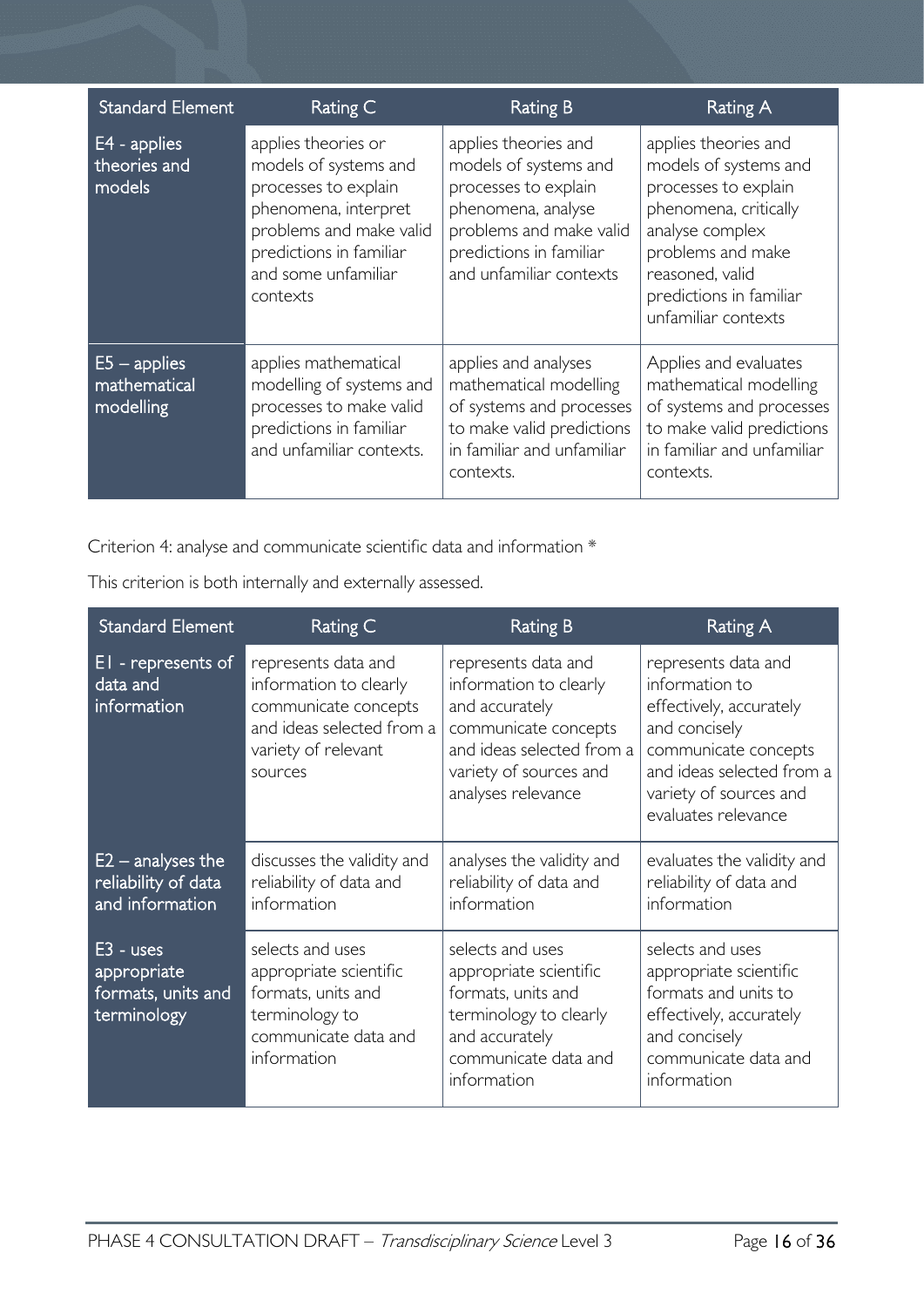| Standard Element | Rating C | Rating B | Rating A |
| --- | --- | --- | --- |
| E4 - applies theories and models | applies theories or models of systems and processes to explain phenomena, interpret problems and make valid predictions in familiar and some unfamiliar contexts | applies theories and models of systems and processes to explain phenomena, analyse problems and make valid predictions in familiar and unfamiliar contexts | applies theories and models of systems and processes to explain phenomena, critically analyse complex problems and make reasoned, valid predictions in familiar unfamiliar contexts |
| E5 – applies mathematical modelling | applies mathematical modelling of systems and processes to make valid predictions in familiar and unfamiliar contexts. | applies and analyses mathematical modelling of systems and processes to make valid predictions in familiar and unfamiliar contexts. | Applies and evaluates mathematical modelling of systems and processes to make valid predictions in familiar and unfamiliar contexts. |

Criterion 4: analyse and communicate scientific data and information *

This criterion is both internally and externally assessed.

| Standard Element | Rating C | Rating B | Rating A |
| --- | --- | --- | --- |
| E1 - represents of data and information | represents data and information to clearly communicate concepts and ideas selected from a variety of relevant sources | represents data and information to clearly and accurately communicate concepts and ideas selected from a variety of sources and analyses relevance | represents data and information to effectively, accurately and concisely communicate concepts and ideas selected from a variety of sources and evaluates relevance |
| E2 – analyses the reliability of data and information | discusses the validity and reliability of data and information | analyses the validity and reliability of data and information | evaluates the validity and reliability of data and information |
| E3 - uses appropriate formats, units and terminology | selects and uses appropriate scientific formats, units and terminology to communicate data and information | selects and uses appropriate scientific formats, units and terminology to clearly and accurately communicate data and information | selects and uses appropriate scientific formats and units to effectively, accurately and concisely communicate data and information |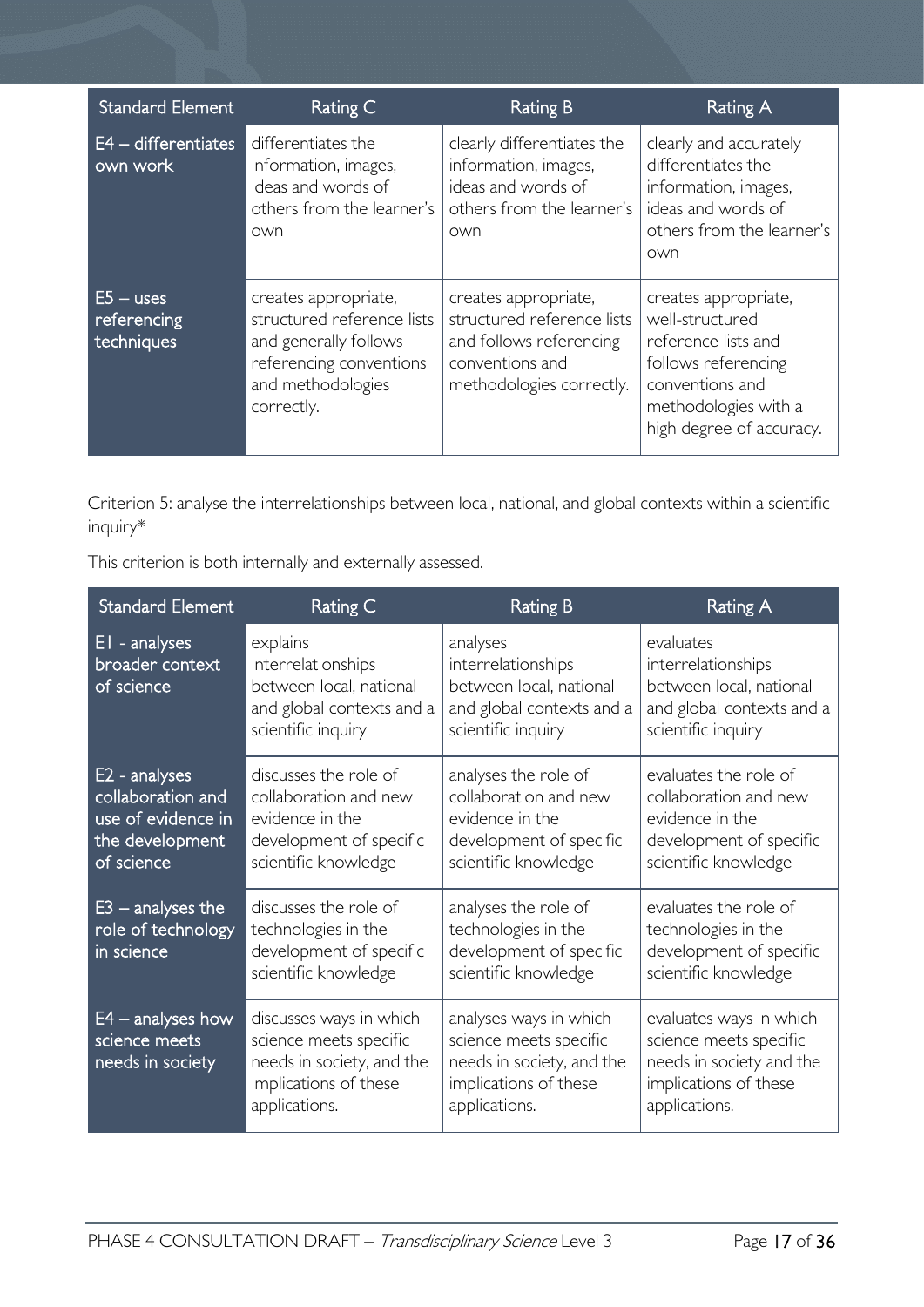| Standard Element | Rating C | Rating B | Rating A |
|---|---|---|---|
| E4 – differentiates own work | differentiates the information, images, ideas and words of others from the learner's own | clearly differentiates the information, images, ideas and words of others from the learner's own | clearly and accurately differentiates the information, images, ideas and words of others from the learner's own |
| E5 – uses referencing techniques | creates appropriate, structured reference lists and generally follows referencing conventions and methodologies correctly. | creates appropriate, structured reference lists and follows referencing conventions and methodologies correctly. | creates appropriate, well-structured reference lists and follows referencing conventions and methodologies with a high degree of accuracy. |

Criterion 5: analyse the interrelationships between local, national, and global contexts within a scientific inquiry*

This criterion is both internally and externally assessed.

| Standard Element | Rating C | Rating B | Rating A |
|---|---|---|---|
| E1 - analyses broader context of science | explains interrelationships between local, national and global contexts and a scientific inquiry | analyses interrelationships between local, national and global contexts and a scientific inquiry | evaluates interrelationships between local, national and global contexts and a scientific inquiry |
| E2 - analyses collaboration and use of evidence in the development of science | discusses the role of collaboration and new evidence in the development of specific scientific knowledge | analyses the role of collaboration and new evidence in the development of specific scientific knowledge | evaluates the role of collaboration and new evidence in the development of specific scientific knowledge |
| E3 – analyses the role of technology in science | discusses the role of technologies in the development of specific scientific knowledge | analyses the role of technologies in the development of specific scientific knowledge | evaluates the role of technologies in the development of specific scientific knowledge |
| E4 – analyses how science meets needs in society | discusses ways in which science meets specific needs in society, and the implications of these applications. | analyses ways in which science meets specific needs in society, and the implications of these applications. | evaluates ways in which science meets specific needs in society and the implications of these applications. |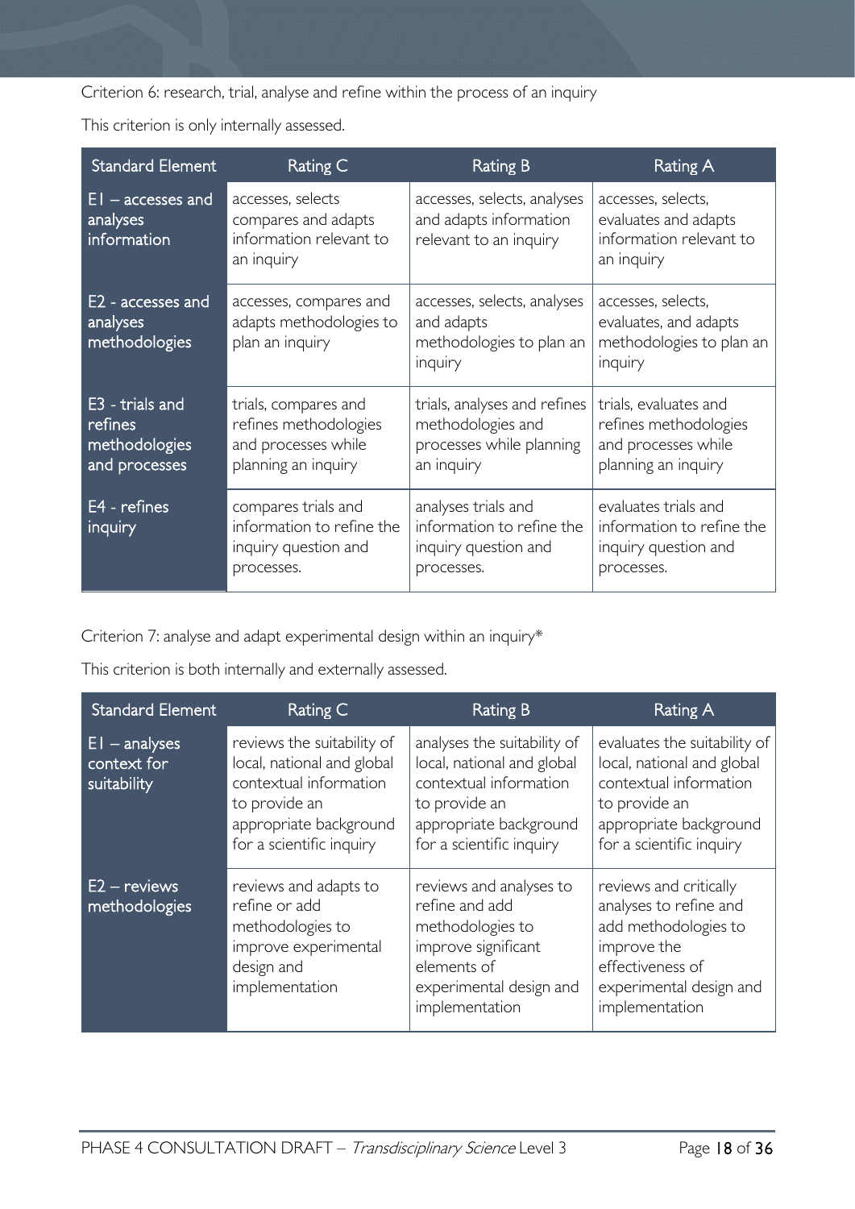Criterion 6: research, trial, analyse and refine within the process of an inquiry

This criterion is only internally assessed.

| Standard Element | Rating C | Rating B | Rating A |
|---|---|---|---|
| E1 – accesses and analyses information | accesses, selects compares and adapts information relevant to an inquiry | accesses, selects, analyses and adapts information relevant to an inquiry | accesses, selects, evaluates and adapts information relevant to an inquiry |
| E2 - accesses and analyses methodologies | accesses, compares and adapts methodologies to plan an inquiry | accesses, selects, analyses and adapts methodologies to plan an inquiry | accesses, selects, evaluates, and adapts methodologies to plan an inquiry |
| E3 - trials and refines methodologies and processes | trials, compares and refines methodologies and processes while planning an inquiry | trials, analyses and refines methodologies and processes while planning an inquiry | trials, evaluates and refines methodologies and processes while planning an inquiry |
| E4 - refines inquiry | compares trials and information to refine the inquiry question and processes. | analyses trials and information to refine the inquiry question and processes. | evaluates trials and information to refine the inquiry question and processes. |

Criterion 7: analyse and adapt experimental design within an inquiry*

This criterion is both internally and externally assessed.

| Standard Element | Rating C | Rating B | Rating A |
|---|---|---|---|
| E1 – analyses context for suitability | reviews the suitability of local, national and global contextual information to provide an appropriate background for a scientific inquiry | analyses the suitability of local, national and global contextual information to provide an appropriate background for a scientific inquiry | evaluates the suitability of local, national and global contextual information to provide an appropriate background for a scientific inquiry |
| E2 – reviews methodologies | reviews and adapts to refine or add methodologies to improve experimental design and implementation | reviews and analyses to refine and add methodologies to improve significant elements of experimental design and implementation | reviews and critically analyses to refine and add methodologies to improve the effectiveness of experimental design and implementation |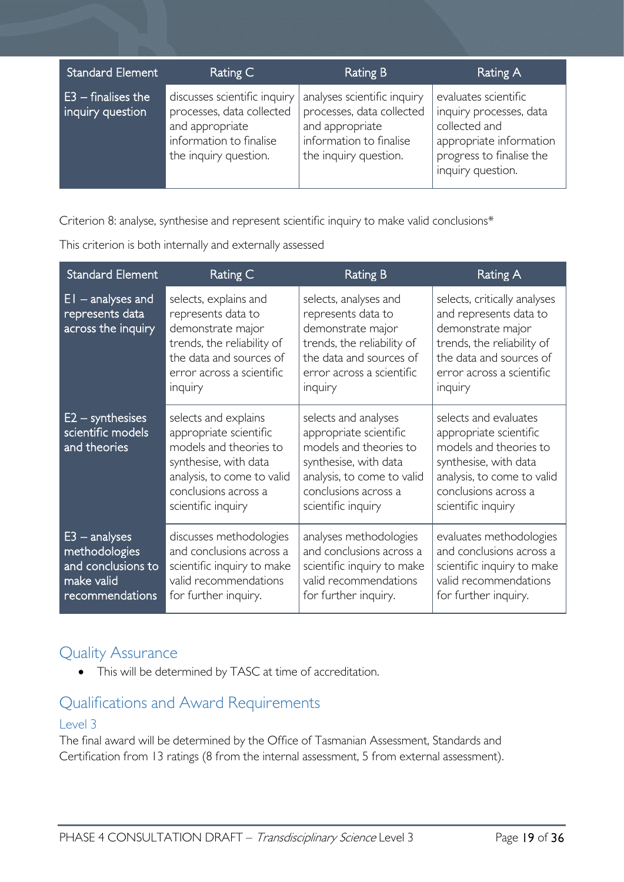| Standard Element | Rating C | Rating B | Rating A |
|---|---|---|---|
| E3 – finalises the inquiry question | discusses scientific inquiry processes, data collected and appropriate information to finalise the inquiry question. | analyses scientific inquiry processes, data collected and appropriate information to finalise the inquiry question. | evaluates scientific inquiry processes, data collected and appropriate information progress to finalise the inquiry question. |

Criterion 8: analyse, synthesise and represent scientific inquiry to make valid conclusions*

This criterion is both internally and externally assessed

| Standard Element | Rating C | Rating B | Rating A |
|---|---|---|---|
| E1 – analyses and represents data across the inquiry | selects, explains and represents data to demonstrate major trends, the reliability of the data and sources of error across a scientific inquiry | selects, analyses and represents data to demonstrate major trends, the reliability of the data and sources of error across a scientific inquiry | selects, critically analyses and represents data to demonstrate major trends, the reliability of the data and sources of error across a scientific inquiry |
| E2 – synthesises scientific models and theories | selects and explains appropriate scientific models and theories to synthesise, with data analysis, to come to valid conclusions across a scientific inquiry | selects and analyses appropriate scientific models and theories to synthesise, with data analysis, to come to valid conclusions across a scientific inquiry | selects and evaluates appropriate scientific models and theories to synthesise, with data analysis, to come to valid conclusions across a scientific inquiry |
| E3 – analyses methodologies and conclusions to make valid recommendations | discusses methodologies and conclusions across a scientific inquiry to make valid recommendations for further inquiry. | analyses methodologies and conclusions across a scientific inquiry to make valid recommendations for further inquiry. | evaluates methodologies and conclusions across a scientific inquiry to make valid recommendations for further inquiry. |

## Quality Assurance

- This will be determined by TASC at time of accreditation.

## Qualifications and Award Requirements

### Level 3

The final award will be determined by the Office of Tasmanian Assessment, Standards and Certification from 13 ratings (8 from the internal assessment, 5 from external assessment).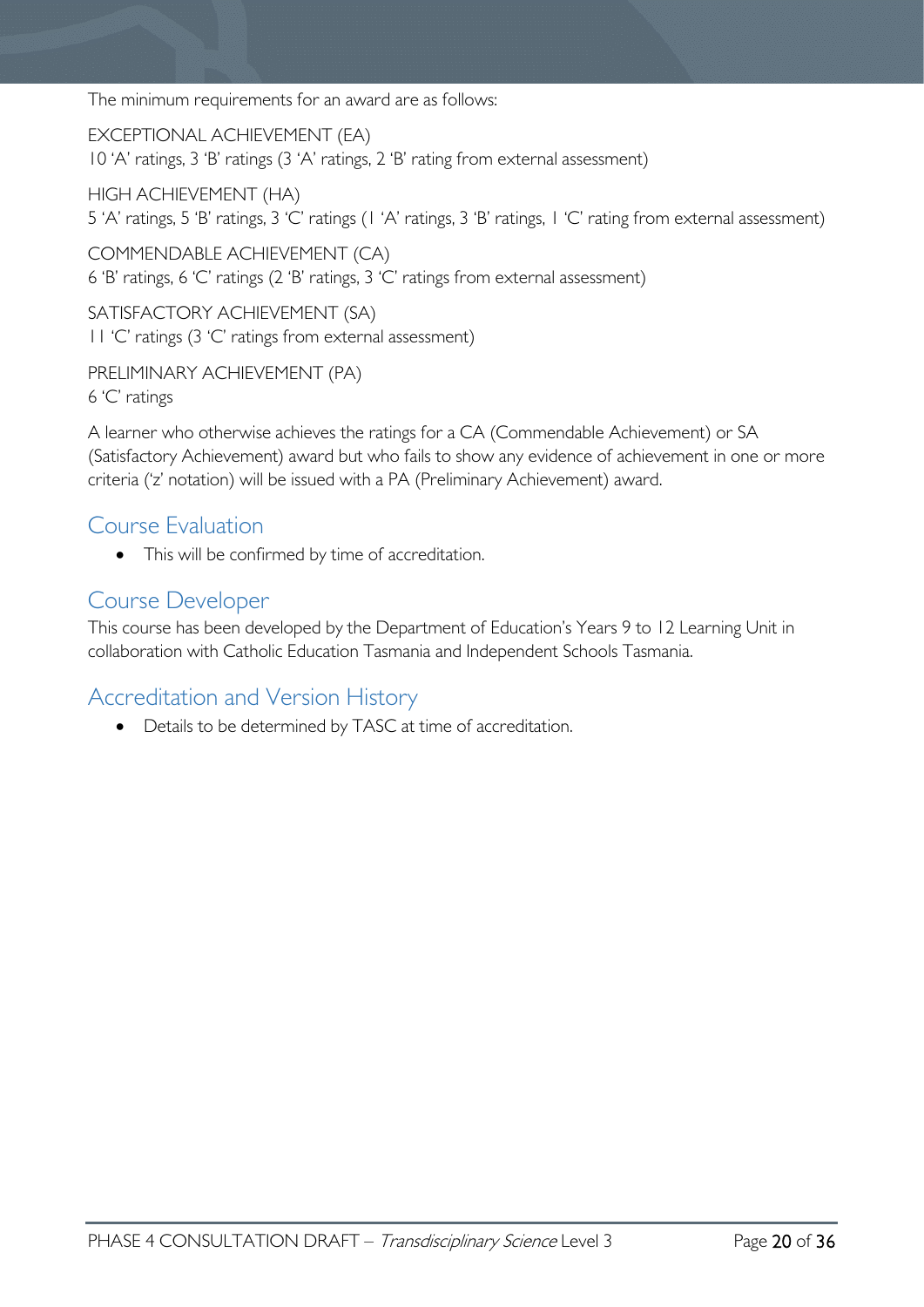The minimum requirements for an award are as follows:

EXCEPTIONAL ACHIEVEMENT (EA)
10 'A' ratings, 3 'B' ratings (3 'A' ratings, 2 'B' rating from external assessment)

HIGH ACHIEVEMENT (HA)
5 'A' ratings, 5 'B' ratings, 3 'C' ratings (1 'A' ratings, 3 'B' ratings, 1 'C' rating from external assessment)

COMMENDABLE ACHIEVEMENT (CA)
6 'B' ratings, 6 'C' ratings (2 'B' ratings, 3 'C' ratings from external assessment)

SATISFACTORY ACHIEVEMENT (SA)
11 'C' ratings (3 'C' ratings from external assessment)

PRELIMINARY ACHIEVEMENT (PA)
6 'C' ratings

A learner who otherwise achieves the ratings for a CA (Commendable Achievement) or SA (Satisfactory Achievement) award but who fails to show any evidence of achievement in one or more criteria ('z' notation) will be issued with a PA (Preliminary Achievement) award.

## Course Evaluation

- This will be confirmed by time of accreditation.

## Course Developer

This course has been developed by the Department of Education's Years 9 to 12 Learning Unit in collaboration with Catholic Education Tasmania and Independent Schools Tasmania.

## Accreditation and Version History

- Details to be determined by TASC at time of accreditation.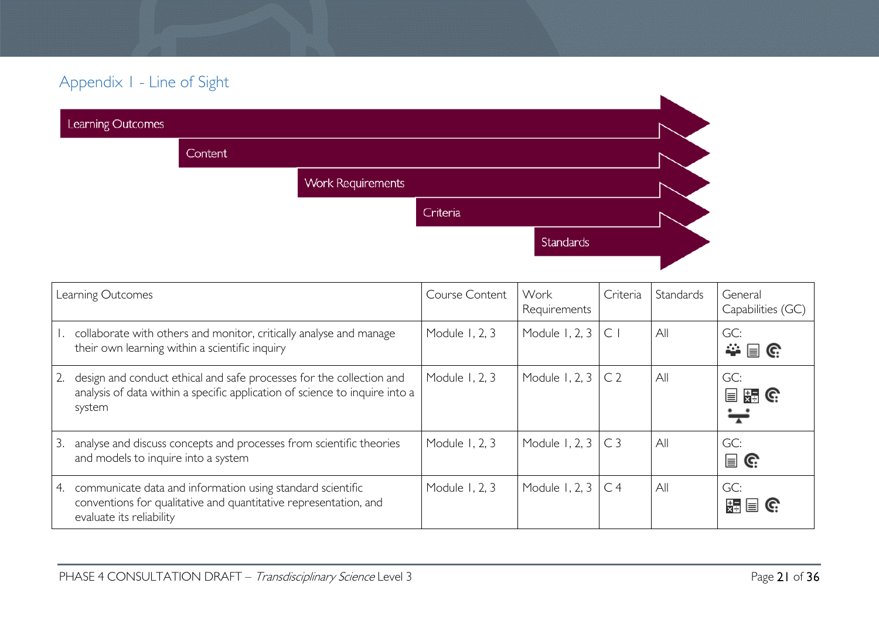## Appendix 1 - Line of Sight

Learning Outcomes → Content → Work Requirements → Criteria → Standards

| Learning Outcomes | Course Content | Work Requirements | Criteria | Standards | General Capabilities (GC) |
|---|---|---|---|---|---|
| 1. collaborate with others and monitor, critically analyse and manage their own learning within a scientific inquiry | Module 1, 2, 3 | Module 1, 2, 3 | C 1 | All | GC: |
| 2. design and conduct ethical and safe processes for the collection and analysis of data within a specific application of science to inquire into a system | Module 1, 2, 3 | Module 1, 2, 3 | C 2 | All | GC: |
| 3. analyse and discuss concepts and processes from scientific theories and models to inquire into a system | Module 1, 2, 3 | Module 1, 2, 3 | C 3 | All | GC: |
| 4. communicate data and information using standard scientific conventions for qualitative and quantitative representation, and evaluate its reliability | Module 1, 2, 3 | Module 1, 2, 3 | C 4 | All | GC: |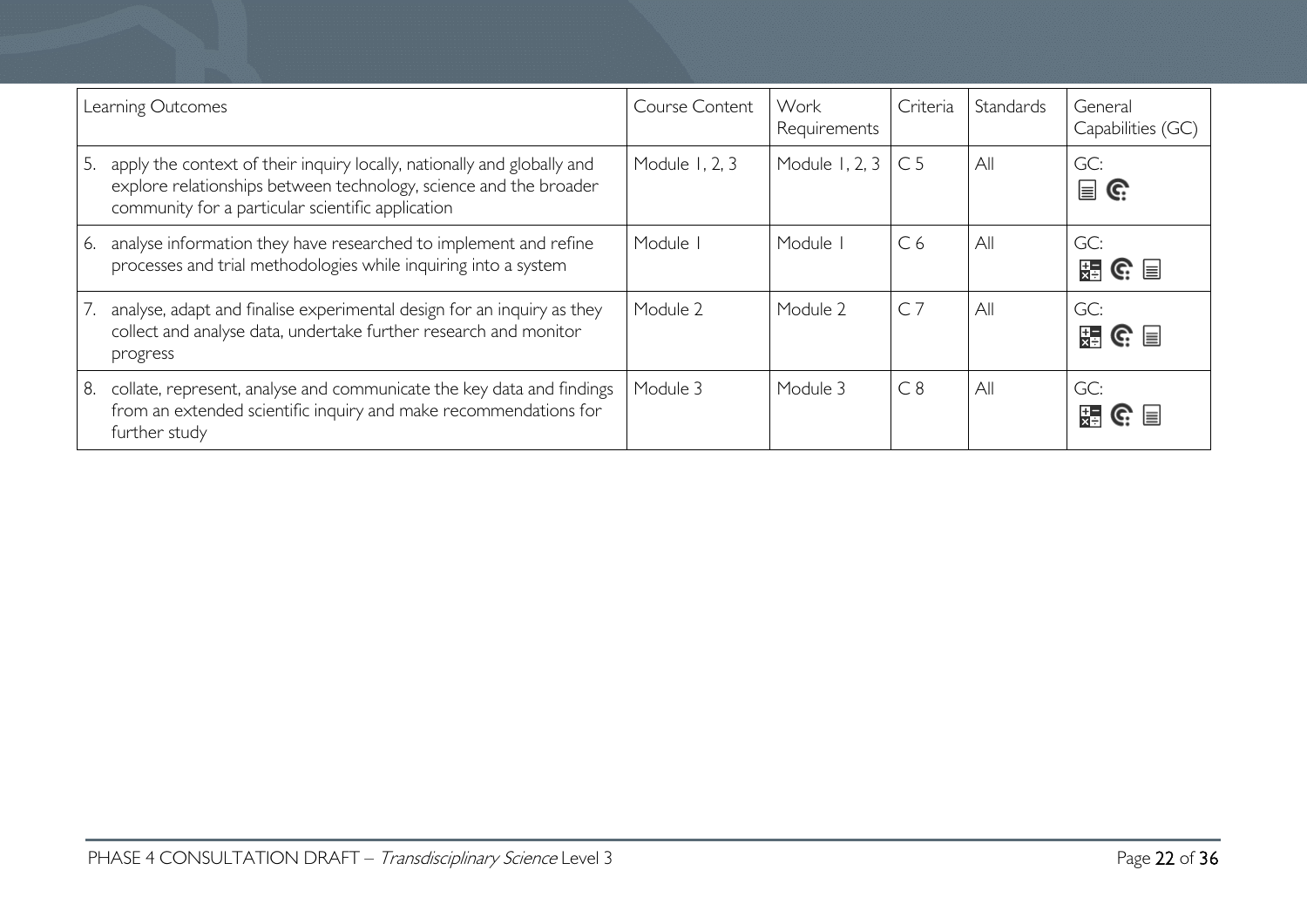| Learning Outcomes | Course Content | Work Requirements | Criteria | Standards | General Capabilities (GC) |
|---|---|---|---|---|---|
| 5. apply the context of their inquiry locally, nationally and globally and explore relationships between technology, science and the broader community for a particular scientific application | Module 1, 2, 3 | Module 1, 2, 3 | C 5 | All | GC: |
| 6. analyse information they have researched to implement and refine processes and trial methodologies while inquiring into a system | Module 1 | Module 1 | C 6 | All | GC: |
| 7. analyse, adapt and finalise experimental design for an inquiry as they collect and analyse data, undertake further research and monitor progress | Module 2 | Module 2 | C 7 | All | GC: |
| 8. collate, represent, analyse and communicate the key data and findings from an extended scientific inquiry and make recommendations for further study | Module 3 | Module 3 | C 8 | All | GC: |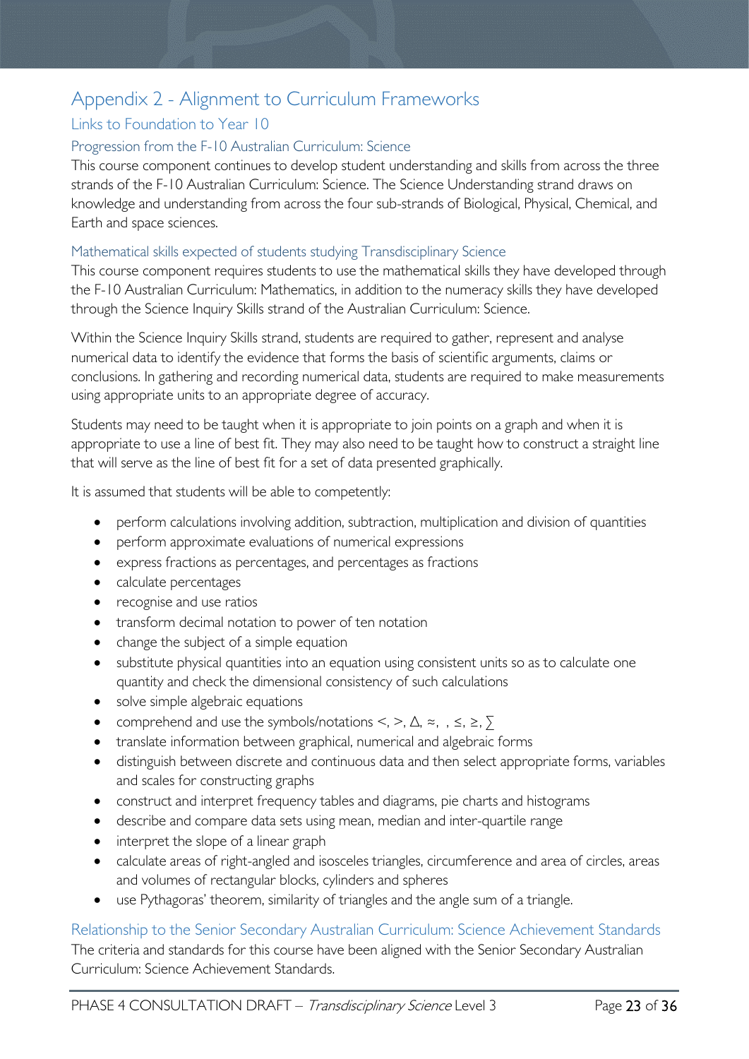# Appendix 2 - Alignment to Curriculum Frameworks

## Links to Foundation to Year 10

### Progression from the F-10 Australian Curriculum: Science

This course component continues to develop student understanding and skills from across the three strands of the F-10 Australian Curriculum: Science. The Science Understanding strand draws on knowledge and understanding from across the four sub-strands of Biological, Physical, Chemical, and Earth and space sciences.

### Mathematical skills expected of students studying Transdisciplinary Science

This course component requires students to use the mathematical skills they have developed through the F-10 Australian Curriculum: Mathematics, in addition to the numeracy skills they have developed through the Science Inquiry Skills strand of the Australian Curriculum: Science.

Within the Science Inquiry Skills strand, students are required to gather, represent and analyse numerical data to identify the evidence that forms the basis of scientific arguments, claims or conclusions. In gathering and recording numerical data, students are required to make measurements using appropriate units to an appropriate degree of accuracy.

Students may need to be taught when it is appropriate to join points on a graph and when it is appropriate to use a line of best fit. They may also need to be taught how to construct a straight line that will serve as the line of best fit for a set of data presented graphically.

It is assumed that students will be able to competently:

- perform calculations involving addition, subtraction, multiplication and division of quantities
- perform approximate evaluations of numerical expressions
- express fractions as percentages, and percentages as fractions
- calculate percentages
- recognise and use ratios
- transform decimal notation to power of ten notation
- change the subject of a simple equation
- substitute physical quantities into an equation using consistent units so as to calculate one quantity and check the dimensional consistency of such calculations
- solve simple algebraic equations
- comprehend and use the symbols/notations $<$, $>$, $\Delta$, $\approx$, , $\leq$, $\geq$, $\sum$
- translate information between graphical, numerical and algebraic forms
- distinguish between discrete and continuous data and then select appropriate forms, variables and scales for constructing graphs
- construct and interpret frequency tables and diagrams, pie charts and histograms
- describe and compare data sets using mean, median and inter-quartile range
- interpret the slope of a linear graph
- calculate areas of right-angled and isosceles triangles, circumference and area of circles, areas and volumes of rectangular blocks, cylinders and spheres
- use Pythagoras' theorem, similarity of triangles and the angle sum of a triangle.

### Relationship to the Senior Secondary Australian Curriculum: Science Achievement Standards

The criteria and standards for this course have been aligned with the Senior Secondary Australian Curriculum: Science Achievement Standards.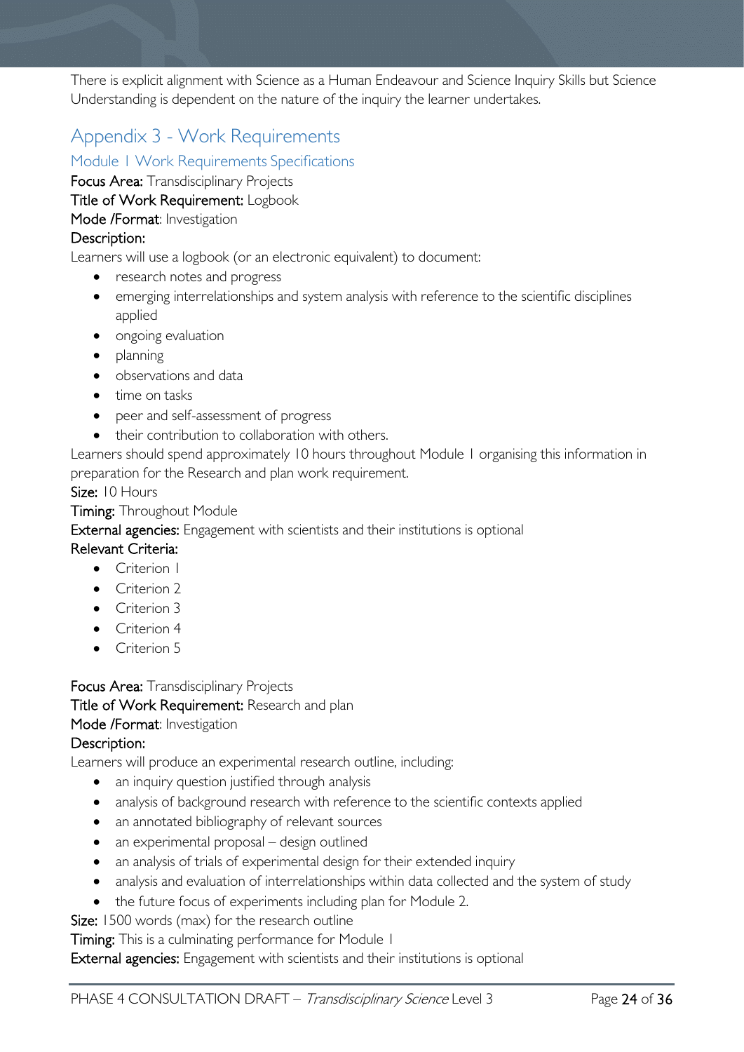There is explicit alignment with Science as a Human Endeavour and Science Inquiry Skills but Science Understanding is dependent on the nature of the inquiry the learner undertakes.

## Appendix 3 - Work Requirements

### Module 1 Work Requirements Specifications

**Focus Area:** Transdisciplinary Projects

**Title of Work Requirement:** Logbook

**Mode /Format**: Investigation

**Description:**

Learners will use a logbook (or an electronic equivalent) to document:

- research notes and progress
- emerging interrelationships and system analysis with reference to the scientific disciplines applied
- ongoing evaluation
- planning
- observations and data
- time on tasks
- peer and self-assessment of progress
- their contribution to collaboration with others.

Learners should spend approximately 10 hours throughout Module 1 organising this information in preparation for the Research and plan work requirement.

**Size:** 10 Hours

**Timing:** Throughout Module

**External agencies:** Engagement with scientists and their institutions is optional

**Relevant Criteria:**

- Criterion 1
- Criterion 2
- Criterion 3
- Criterion 4
- Criterion 5

**Focus Area:** Transdisciplinary Projects

**Title of Work Requirement:** Research and plan

**Mode /Format**: Investigation

**Description:**

Learners will produce an experimental research outline, including:

- an inquiry question justified through analysis
- analysis of background research with reference to the scientific contexts applied
- an annotated bibliography of relevant sources
- an experimental proposal – design outlined
- an analysis of trials of experimental design for their extended inquiry
- analysis and evaluation of interrelationships within data collected and the system of study
- the future focus of experiments including plan for Module 2.

**Size:** 1500 words (max) for the research outline

**Timing:** This is a culminating performance for Module 1

**External agencies:** Engagement with scientists and their institutions is optional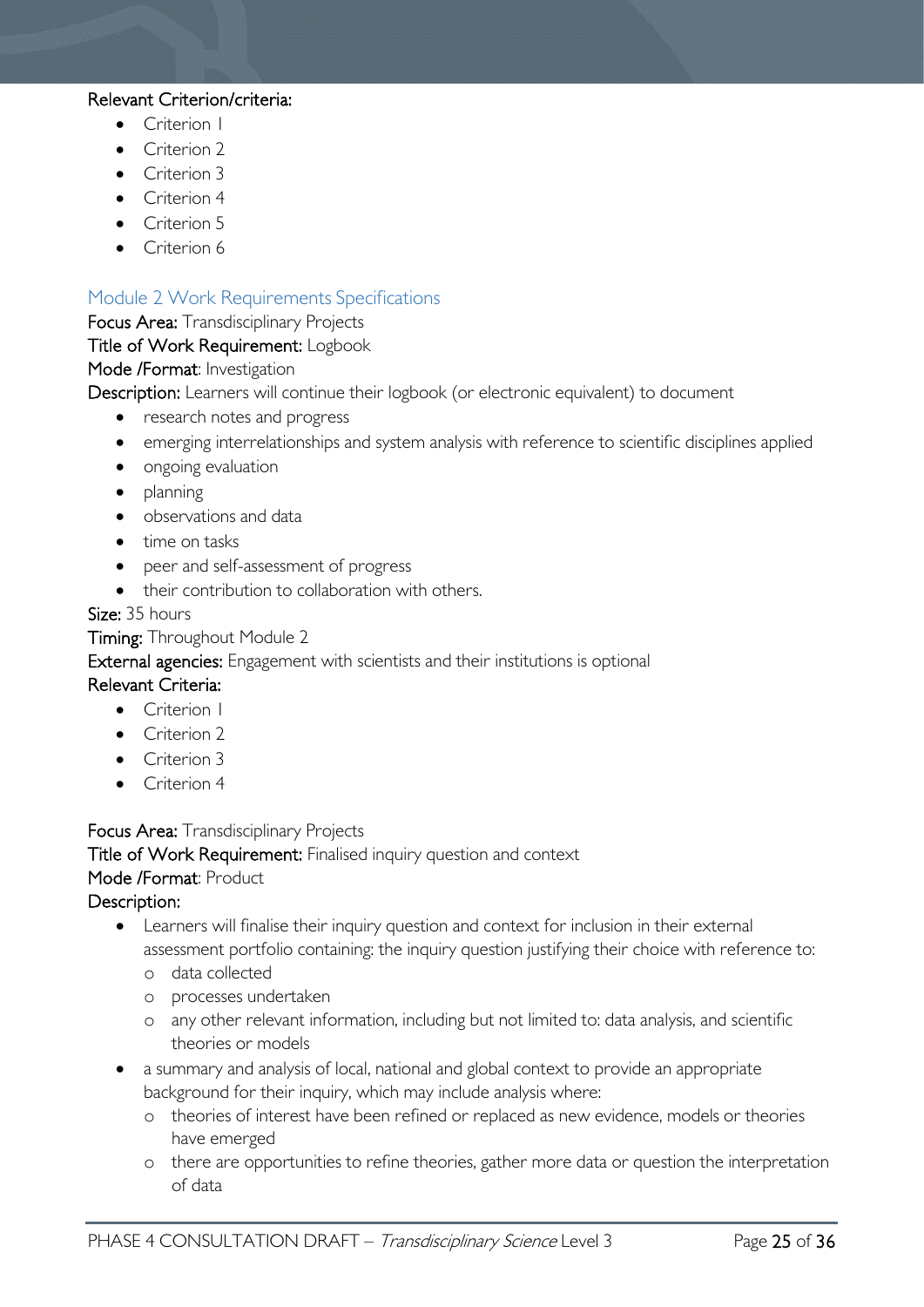Relevant Criterion/criteria:

- Criterion 1
- Criterion 2
- Criterion 3
- Criterion 4
- Criterion 5
- Criterion 6

## Module 2 Work Requirements Specifications

**Focus Area:** Transdisciplinary Projects

**Title of Work Requirement:** Logbook

**Mode /Format**: Investigation

**Description:** Learners will continue their logbook (or electronic equivalent) to document

- research notes and progress
- emerging interrelationships and system analysis with reference to scientific disciplines applied
- ongoing evaluation
- planning
- observations and data
- time on tasks
- peer and self-assessment of progress
- their contribution to collaboration with others.

**Size:** 35 hours

**Timing:** Throughout Module 2

**External agencies:** Engagement with scientists and their institutions is optional

**Relevant Criteria:**

- Criterion 1
- Criterion 2
- Criterion 3
- Criterion 4

**Focus Area:** Transdisciplinary Projects

**Title of Work Requirement:** Finalised inquiry question and context

**Mode /Format**: Product

**Description:**

- Learners will finalise their inquiry question and context for inclusion in their external assessment portfolio containing: the inquiry question justifying their choice with reference to:
  - data collected
  - processes undertaken
  - any other relevant information, including but not limited to: data analysis, and scientific theories or models
- a summary and analysis of local, national and global context to provide an appropriate background for their inquiry, which may include analysis where:
  - theories of interest have been refined or replaced as new evidence, models or theories have emerged
  - there are opportunities to refine theories, gather more data or question the interpretation of data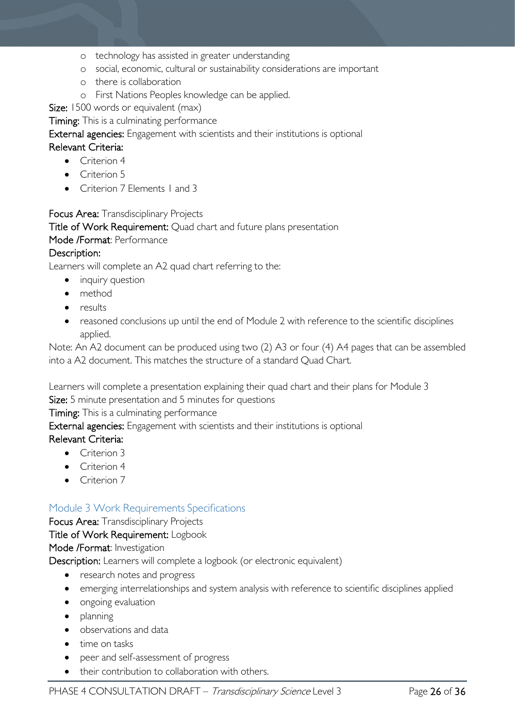- technology has assisted in greater understanding
    - social, economic, cultural or sustainability considerations are important
    - there is collaboration
    - First Nations Peoples knowledge can be applied.

Size: 1500 words or equivalent (max)

Timing: This is a culminating performance

External agencies: Engagement with scientists and their institutions is optional

Relevant Criteria:

- Criterion 4
- Criterion 5
- Criterion 7 Elements 1 and 3

Focus Area: Transdisciplinary Projects

Title of Work Requirement: Quad chart and future plans presentation

Mode /Format: Performance

Description:

Learners will complete an A2 quad chart referring to the:

- inquiry question
- method
- results
- reasoned conclusions up until the end of Module 2 with reference to the scientific disciplines applied.

Note: An A2 document can be produced using two (2) A3 or four (4) A4 pages that can be assembled into a A2 document. This matches the structure of a standard Quad Chart.

Learners will complete a presentation explaining their quad chart and their plans for Module 3

Size: 5 minute presentation and 5 minutes for questions

Timing: This is a culminating performance

External agencies: Engagement with scientists and their institutions is optional

Relevant Criteria:

- Criterion 3
- Criterion 4
- Criterion 7

## Module 3 Work Requirements Specifications

Focus Area: Transdisciplinary Projects

Title of Work Requirement: Logbook

Mode /Format: Investigation

Description: Learners will complete a logbook (or electronic equivalent)

- research notes and progress
- emerging interrelationships and system analysis with reference to scientific disciplines applied
- ongoing evaluation
- planning
- observations and data
- time on tasks
- peer and self-assessment of progress
- their contribution to collaboration with others.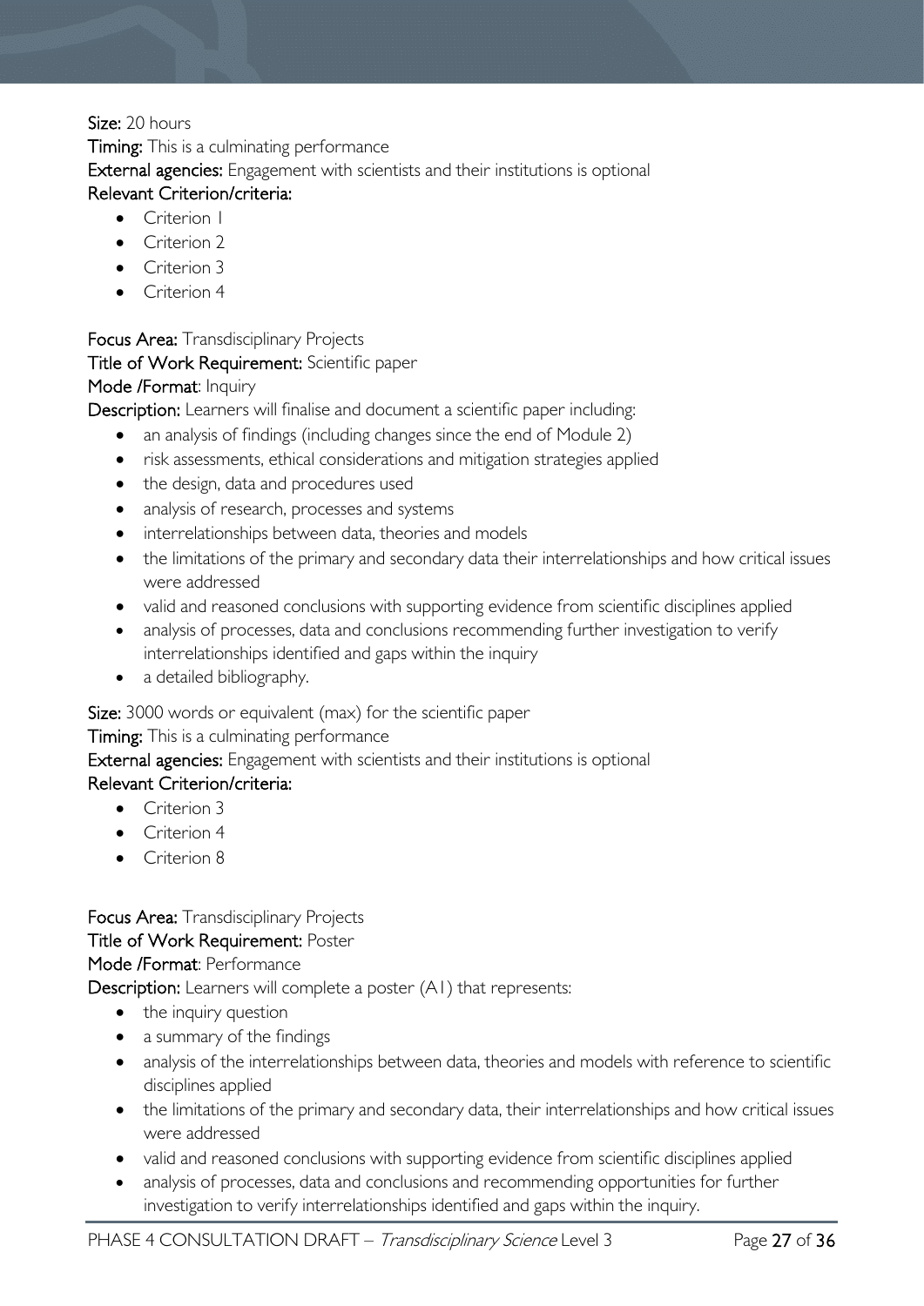**Size:** 20 hours

**Timing:** This is a culminating performance

**External agencies:** Engagement with scientists and their institutions is optional

**Relevant Criterion/criteria:**

- Criterion 1
- Criterion 2
- Criterion 3
- Criterion 4

**Focus Area:** Transdisciplinary Projects

**Title of Work Requirement:** Scientific paper

**Mode /Format**: Inquiry

**Description:** Learners will finalise and document a scientific paper including:

- an analysis of findings (including changes since the end of Module 2)
- risk assessments, ethical considerations and mitigation strategies applied
- the design, data and procedures used
- analysis of research, processes and systems
- interrelationships between data, theories and models
- the limitations of the primary and secondary data their interrelationships and how critical issues were addressed
- valid and reasoned conclusions with supporting evidence from scientific disciplines applied
- analysis of processes, data and conclusions recommending further investigation to verify interrelationships identified and gaps within the inquiry
- a detailed bibliography.

**Size:** 3000 words or equivalent (max) for the scientific paper

**Timing:** This is a culminating performance

**External agencies:** Engagement with scientists and their institutions is optional

**Relevant Criterion/criteria:**

- Criterion 3
- Criterion 4
- Criterion 8

**Focus Area:** Transdisciplinary Projects

**Title of Work Requirement:** Poster

**Mode /Format**: Performance

**Description:** Learners will complete a poster (A1) that represents:

- the inquiry question
- a summary of the findings
- analysis of the interrelationships between data, theories and models with reference to scientific disciplines applied
- the limitations of the primary and secondary data, their interrelationships and how critical issues were addressed
- valid and reasoned conclusions with supporting evidence from scientific disciplines applied
- analysis of processes, data and conclusions and recommending opportunities for further investigation to verify interrelationships identified and gaps within the inquiry.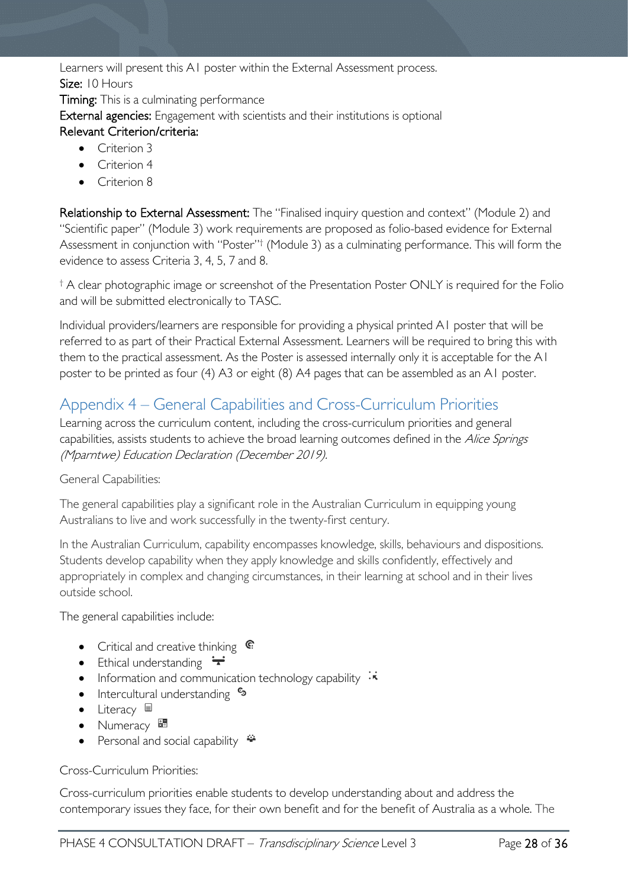Learners will present this A1 poster within the External Assessment process.

**Size:** 10 Hours

**Timing:** This is a culminating performance

**External agencies:** Engagement with scientists and their institutions is optional

**Relevant Criterion/criteria:**

- Criterion 3
- Criterion 4
- Criterion 8

**Relationship to External Assessment:** The "Finalised inquiry question and context" (Module 2) and "Scientific paper" (Module 3) work requirements are proposed as folio-based evidence for External Assessment in conjunction with "Poster"† (Module 3) as a culminating performance. This will form the evidence to assess Criteria 3, 4, 5, 7 and 8.

† A clear photographic image or screenshot of the Presentation Poster ONLY is required for the Folio and will be submitted electronically to TASC.

Individual providers/learners are responsible for providing a physical printed A1 poster that will be referred to as part of their Practical External Assessment. Learners will be required to bring this with them to the practical assessment. As the Poster is assessed internally only it is acceptable for the A1 poster to be printed as four (4) A3 or eight (8) A4 pages that can be assembled as an A1 poster.

## Appendix 4 – General Capabilities and Cross-Curriculum Priorities

Learning across the curriculum content, including the cross-curriculum priorities and general capabilities, assists students to achieve the broad learning outcomes defined in the *Alice Springs (Mparntwe) Education Declaration (December 2019).*

General Capabilities:

The general capabilities play a significant role in the Australian Curriculum in equipping young Australians to live and work successfully in the twenty-first century.

In the Australian Curriculum, capability encompasses knowledge, skills, behaviours and dispositions. Students develop capability when they apply knowledge and skills confidently, effectively and appropriately in complex and changing circumstances, in their learning at school and in their lives outside school.

The general capabilities include:

- Critical and creative thinking
- Ethical understanding
- Information and communication technology capability
- Intercultural understanding
- Literacy
- Numeracy
- Personal and social capability

Cross-Curriculum Priorities:

Cross-curriculum priorities enable students to develop understanding about and address the contemporary issues they face, for their own benefit and for the benefit of Australia as a whole. The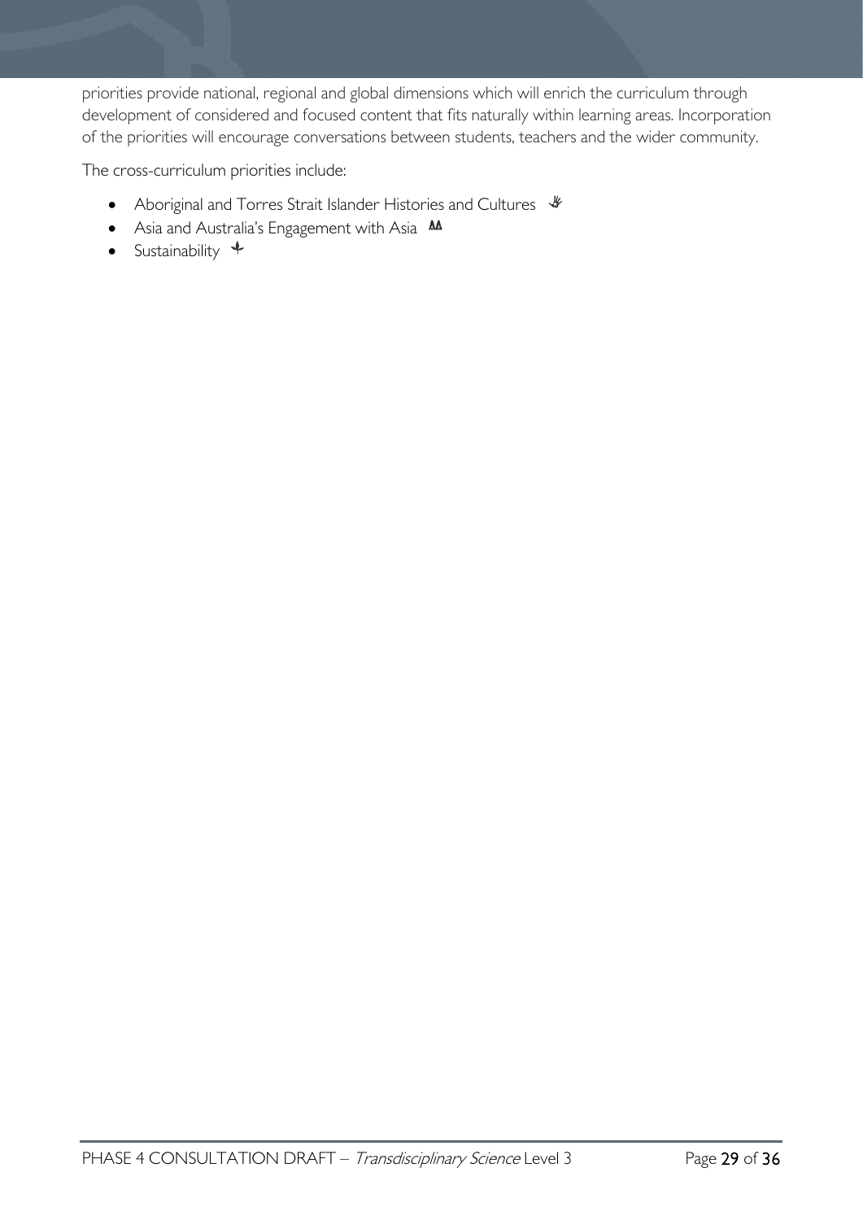priorities provide national, regional and global dimensions which will enrich the curriculum through development of considered and focused content that fits naturally within learning areas. Incorporation of the priorities will encourage conversations between students, teachers and the wider community.

The cross-curriculum priorities include:

- Aboriginal and Torres Strait Islander Histories and Cultures
- Asia and Australia's Engagement with Asia
- Sustainability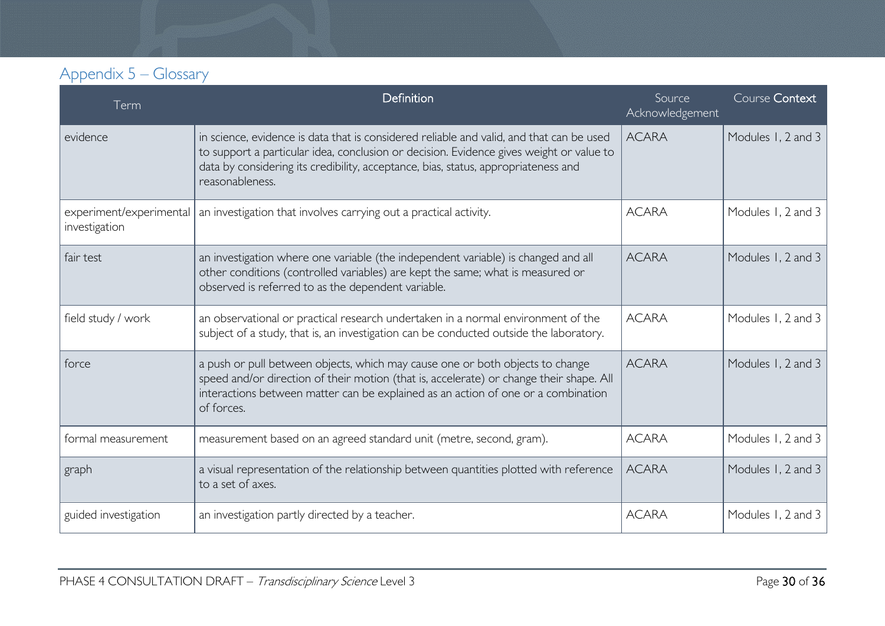## Appendix 5 – Glossary

| Term | Definition | Source Acknowledgement | Course Context |
|---|---|---|---|
| evidence | in science, evidence is data that is considered reliable and valid, and that can be used to support a particular idea, conclusion or decision. Evidence gives weight or value to data by considering its credibility, acceptance, bias, status, appropriateness and reasonableness. | ACARA | Modules 1, 2 and 3 |
| experiment/experimental investigation | an investigation that involves carrying out a practical activity. | ACARA | Modules 1, 2 and 3 |
| fair test | an investigation where one variable (the independent variable) is changed and all other conditions (controlled variables) are kept the same; what is measured or observed is referred to as the dependent variable. | ACARA | Modules 1, 2 and 3 |
| field study / work | an observational or practical research undertaken in a normal environment of the subject of a study, that is, an investigation can be conducted outside the laboratory. | ACARA | Modules 1, 2 and 3 |
| force | a push or pull between objects, which may cause one or both objects to change speed and/or direction of their motion (that is, accelerate) or change their shape. All interactions between matter can be explained as an action of one or a combination of forces. | ACARA | Modules 1, 2 and 3 |
| formal measurement | measurement based on an agreed standard unit (metre, second, gram). | ACARA | Modules 1, 2 and 3 |
| graph | a visual representation of the relationship between quantities plotted with reference to a set of axes. | ACARA | Modules 1, 2 and 3 |
| guided investigation | an investigation partly directed by a teacher. | ACARA | Modules 1, 2 and 3 |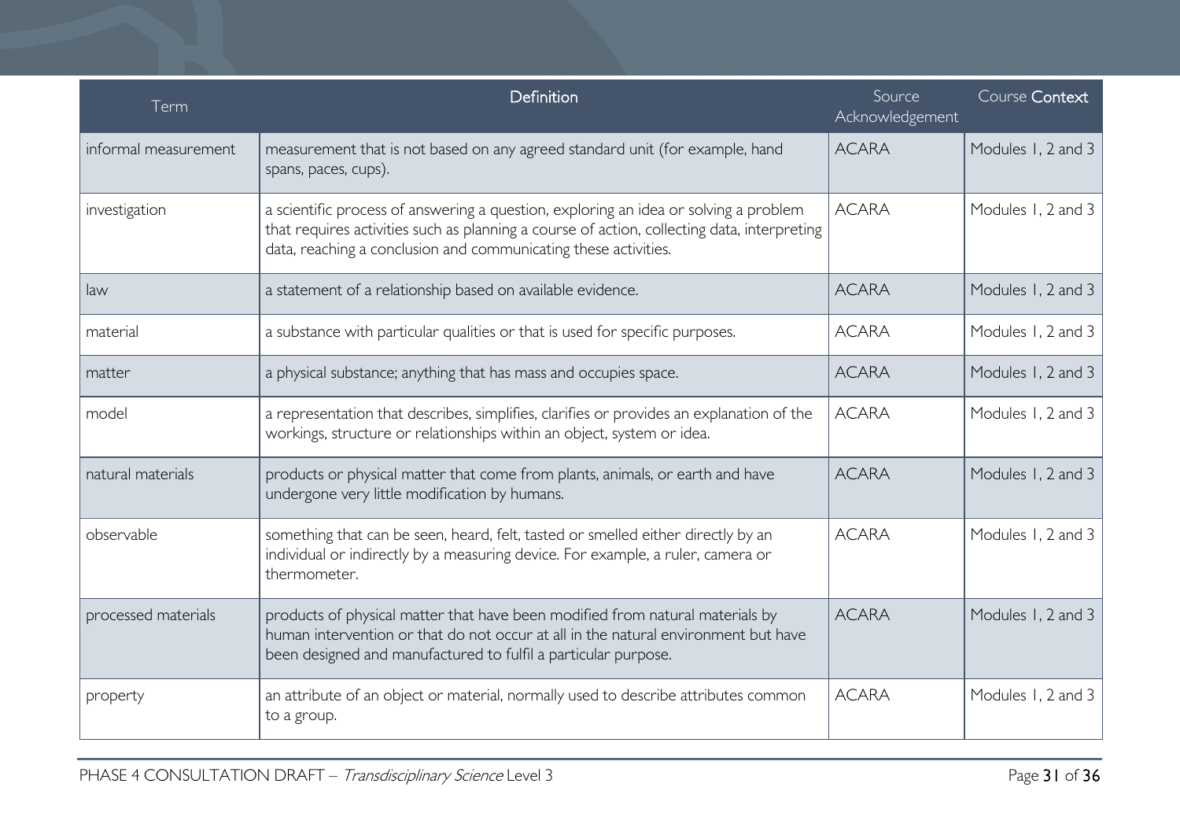| Term | Definition | Source Acknowledgement | Course Context |
|---|---|---|---|
| informal measurement | measurement that is not based on any agreed standard unit (for example, hand spans, paces, cups). | ACARA | Modules 1, 2 and 3 |
| investigation | a scientific process of answering a question, exploring an idea or solving a problem that requires activities such as planning a course of action, collecting data, interpreting data, reaching a conclusion and communicating these activities. | ACARA | Modules 1, 2 and 3 |
| law | a statement of a relationship based on available evidence. | ACARA | Modules 1, 2 and 3 |
| material | a substance with particular qualities or that is used for specific purposes. | ACARA | Modules 1, 2 and 3 |
| matter | a physical substance; anything that has mass and occupies space. | ACARA | Modules 1, 2 and 3 |
| model | a representation that describes, simplifies, clarifies or provides an explanation of the workings, structure or relationships within an object, system or idea. | ACARA | Modules 1, 2 and 3 |
| natural materials | products or physical matter that come from plants, animals, or earth and have undergone very little modification by humans. | ACARA | Modules 1, 2 and 3 |
| observable | something that can be seen, heard, felt, tasted or smelled either directly by an individual or indirectly by a measuring device. For example, a ruler, camera or thermometer. | ACARA | Modules 1, 2 and 3 |
| processed materials | products of physical matter that have been modified from natural materials by human intervention or that do not occur at all in the natural environment but have been designed and manufactured to fulfil a particular purpose. | ACARA | Modules 1, 2 and 3 |
| property | an attribute of an object or material, normally used to describe attributes common to a group. | ACARA | Modules 1, 2 and 3 |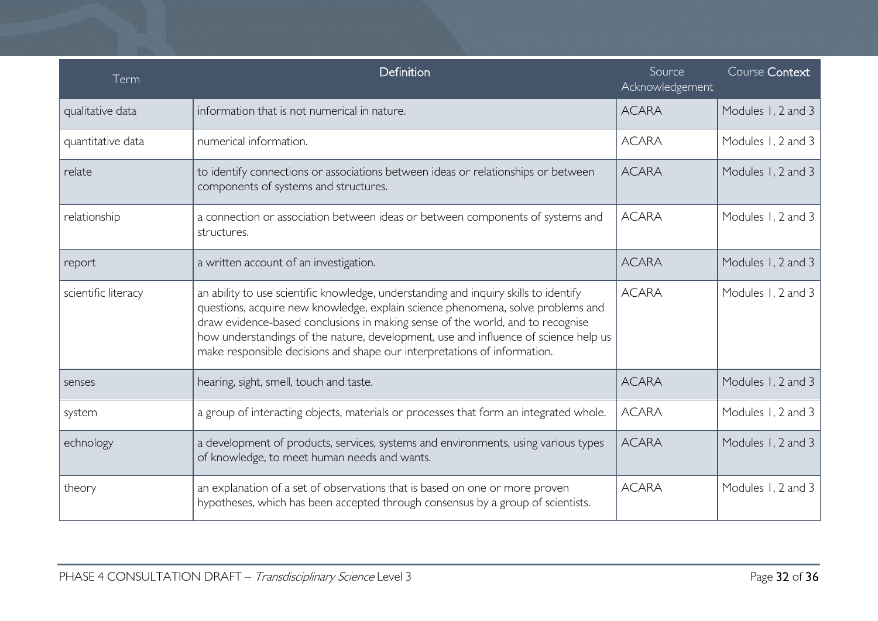| Term | Definition | Source Acknowledgement | Course Context |
|---|---|---|---|
| qualitative data | information that is not numerical in nature. | ACARA | Modules 1, 2 and 3 |
| quantitative data | numerical information. | ACARA | Modules 1, 2 and 3 |
| relate | to identify connections or associations between ideas or relationships or between components of systems and structures. | ACARA | Modules 1, 2 and 3 |
| relationship | a connection or association between ideas or between components of systems and structures. | ACARA | Modules 1, 2 and 3 |
| report | a written account of an investigation. | ACARA | Modules 1, 2 and 3 |
| scientific literacy | an ability to use scientific knowledge, understanding and inquiry skills to identify questions, acquire new knowledge, explain science phenomena, solve problems and draw evidence-based conclusions in making sense of the world, and to recognise how understandings of the nature, development, use and influence of science help us make responsible decisions and shape our interpretations of information. | ACARA | Modules 1, 2 and 3 |
| senses | hearing, sight, smell, touch and taste. | ACARA | Modules 1, 2 and 3 |
| system | a group of interacting objects, materials or processes that form an integrated whole. | ACARA | Modules 1, 2 and 3 |
| echnology | a development of products, services, systems and environments, using various types of knowledge, to meet human needs and wants. | ACARA | Modules 1, 2 and 3 |
| theory | an explanation of a set of observations that is based on one or more proven hypotheses, which has been accepted through consensus by a group of scientists. | ACARA | Modules 1, 2 and 3 |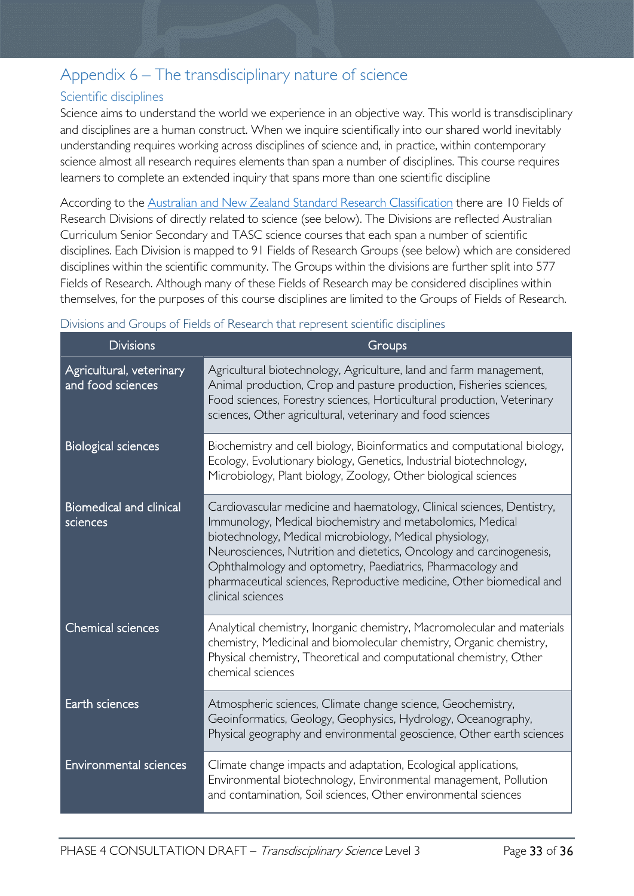# Appendix 6 – The transdisciplinary nature of science

## Scientific disciplines

Science aims to understand the world we experience in an objective way. This world is transdisciplinary and disciplines are a human construct. When we inquire scientifically into our shared world inevitably understanding requires working across disciplines of science and, in practice, within contemporary science almost all research requires elements than span a number of disciplines. This course requires learners to complete an extended inquiry that spans more than one scientific discipline

According to the Australian and New Zealand Standard Research Classification there are 10 Fields of Research Divisions of directly related to science (see below). The Divisions are reflected Australian Curriculum Senior Secondary and TASC science courses that each span a number of scientific disciplines. Each Division is mapped to 91 Fields of Research Groups (see below) which are considered disciplines within the scientific community. The Groups within the divisions are further split into 577 Fields of Research. Although many of these Fields of Research may be considered disciplines within themselves, for the purposes of this course disciplines are limited to the Groups of Fields of Research.

### Divisions and Groups of Fields of Research that represent scientific disciplines

| Divisions | Groups |
|---|---|
| Agricultural, veterinary and food sciences | Agricultural biotechnology, Agriculture, land and farm management, Animal production, Crop and pasture production, Fisheries sciences, Food sciences, Forestry sciences, Horticultural production, Veterinary sciences, Other agricultural, veterinary and food sciences |
| Biological sciences | Biochemistry and cell biology, Bioinformatics and computational biology, Ecology, Evolutionary biology, Genetics, Industrial biotechnology, Microbiology, Plant biology, Zoology, Other biological sciences |
| Biomedical and clinical sciences | Cardiovascular medicine and haematology, Clinical sciences, Dentistry, Immunology, Medical biochemistry and metabolomics, Medical biotechnology, Medical microbiology, Medical physiology, Neurosciences, Nutrition and dietetics, Oncology and carcinogenesis, Ophthalmology and optometry, Paediatrics, Pharmacology and pharmaceutical sciences, Reproductive medicine, Other biomedical and clinical sciences |
| Chemical sciences | Analytical chemistry, Inorganic chemistry, Macromolecular and materials chemistry, Medicinal and biomolecular chemistry, Organic chemistry, Physical chemistry, Theoretical and computational chemistry, Other chemical sciences |
| Earth sciences | Atmospheric sciences, Climate change science, Geochemistry, Geoinformatics, Geology, Geophysics, Hydrology, Oceanography, Physical geography and environmental geoscience, Other earth sciences |
| Environmental sciences | Climate change impacts and adaptation, Ecological applications, Environmental biotechnology, Environmental management, Pollution and contamination, Soil sciences, Other environmental sciences |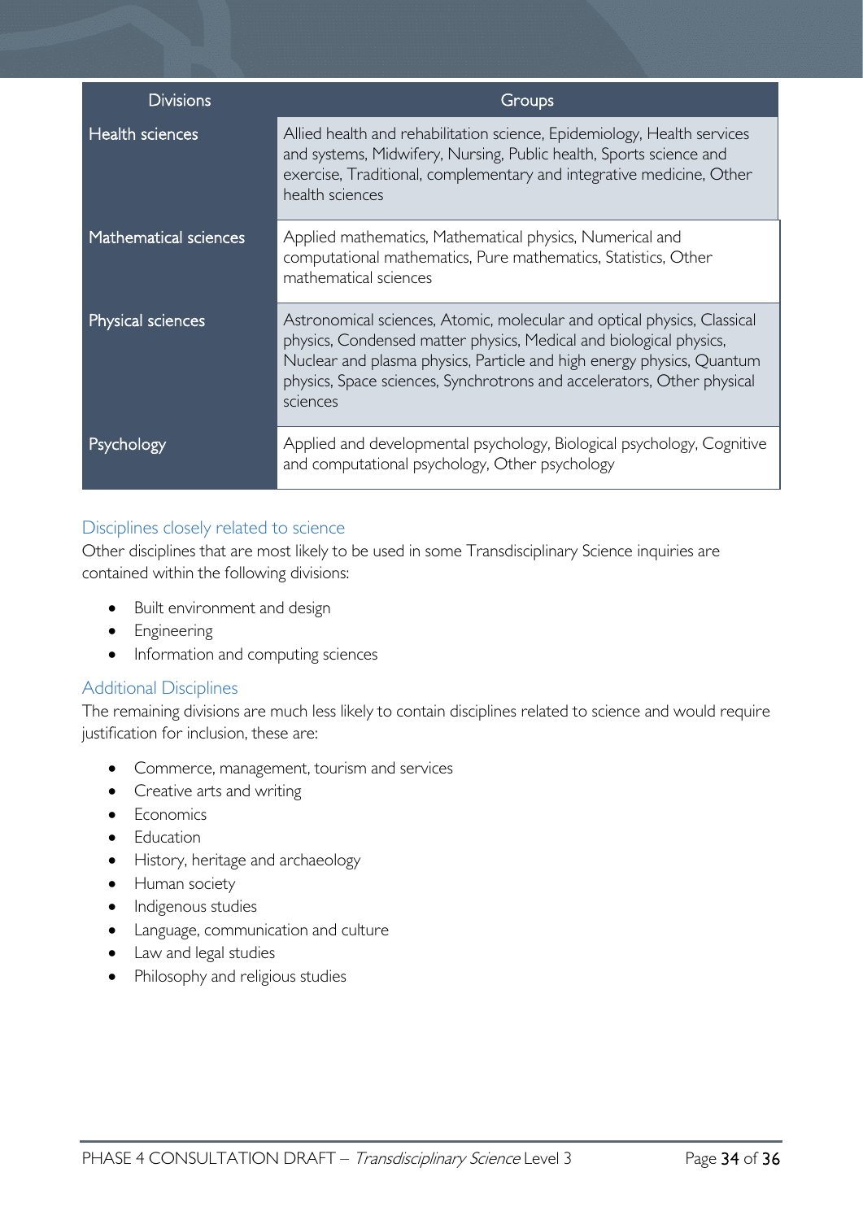| Divisions | Groups |
|---|---|
| Health sciences | Allied health and rehabilitation science, Epidemiology, Health services and systems, Midwifery, Nursing, Public health, Sports science and exercise, Traditional, complementary and integrative medicine, Other health sciences |
| Mathematical sciences | Applied mathematics, Mathematical physics, Numerical and computational mathematics, Pure mathematics, Statistics, Other mathematical sciences |
| Physical sciences | Astronomical sciences, Atomic, molecular and optical physics, Classical physics, Condensed matter physics, Medical and biological physics, Nuclear and plasma physics, Particle and high energy physics, Quantum physics, Space sciences, Synchrotrons and accelerators, Other physical sciences |
| Psychology | Applied and developmental psychology, Biological psychology, Cognitive and computational psychology, Other psychology |

### Disciplines closely related to science

Other disciplines that are most likely to be used in some Transdisciplinary Science inquiries are contained within the following divisions:

- Built environment and design
- Engineering
- Information and computing sciences

### Additional Disciplines

The remaining divisions are much less likely to contain disciplines related to science and would require justification for inclusion, these are:

- Commerce, management, tourism and services
- Creative arts and writing
- Economics
- Education
- History, heritage and archaeology
- Human society
- Indigenous studies
- Language, communication and culture
- Law and legal studies
- Philosophy and religious studies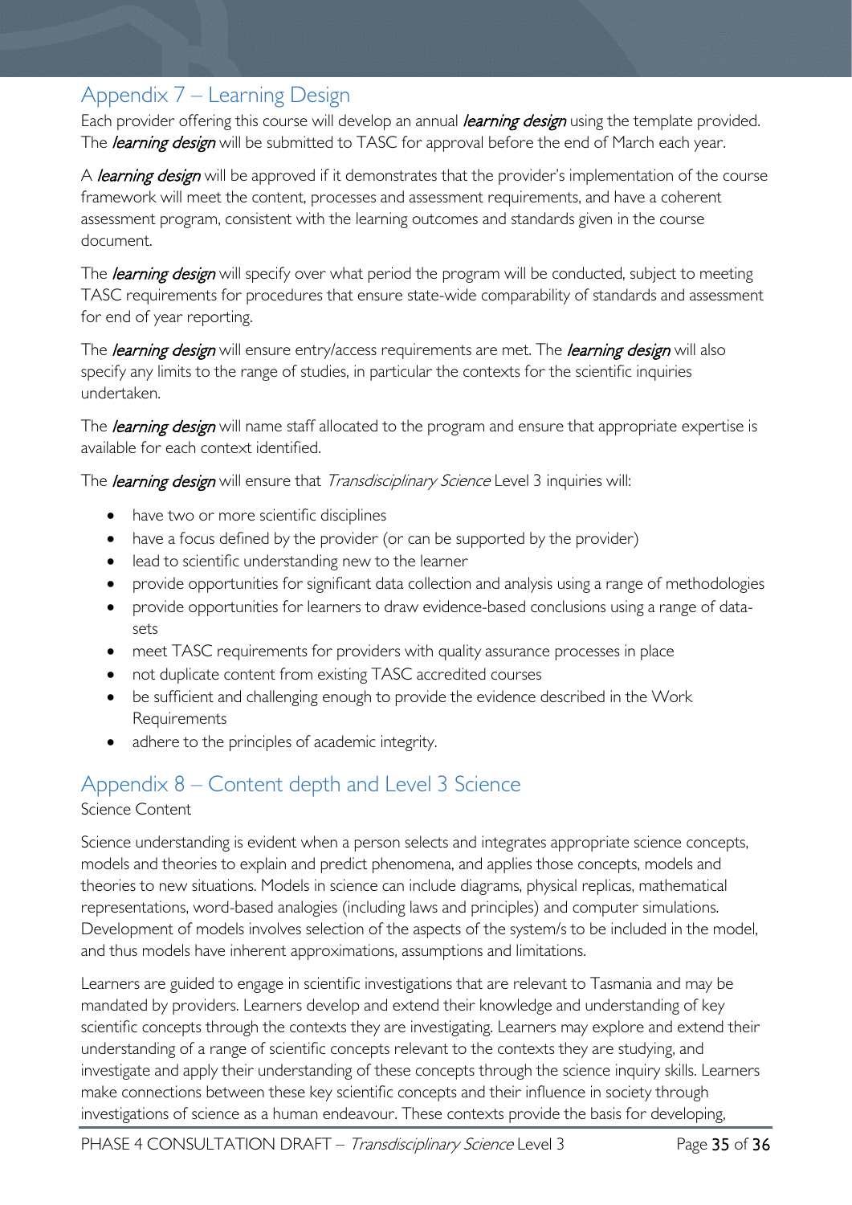## Appendix 7 – Learning Design

Each provider offering this course will develop an annual *learning design* using the template provided. The *learning design* will be submitted to TASC for approval before the end of March each year.

A *learning design* will be approved if it demonstrates that the provider's implementation of the course framework will meet the content, processes and assessment requirements, and have a coherent assessment program, consistent with the learning outcomes and standards given in the course document.

The *learning design* will specify over what period the program will be conducted, subject to meeting TASC requirements for procedures that ensure state-wide comparability of standards and assessment for end of year reporting.

The *learning design* will ensure entry/access requirements are met. The *learning design* will also specify any limits to the range of studies, in particular the contexts for the scientific inquiries undertaken.

The *learning design* will name staff allocated to the program and ensure that appropriate expertise is available for each context identified.

The *learning design* will ensure that *Transdisciplinary Science* Level 3 inquiries will:

- have two or more scientific disciplines
- have a focus defined by the provider (or can be supported by the provider)
- lead to scientific understanding new to the learner
- provide opportunities for significant data collection and analysis using a range of methodologies
- provide opportunities for learners to draw evidence-based conclusions using a range of data-sets
- meet TASC requirements for providers with quality assurance processes in place
- not duplicate content from existing TASC accredited courses
- be sufficient and challenging enough to provide the evidence described in the Work Requirements
- adhere to the principles of academic integrity.

## Appendix 8 – Content depth and Level 3 Science

Science Content

Science understanding is evident when a person selects and integrates appropriate science concepts, models and theories to explain and predict phenomena, and applies those concepts, models and theories to new situations. Models in science can include diagrams, physical replicas, mathematical representations, word-based analogies (including laws and principles) and computer simulations. Development of models involves selection of the aspects of the system/s to be included in the model, and thus models have inherent approximations, assumptions and limitations.

Learners are guided to engage in scientific investigations that are relevant to Tasmania and may be mandated by providers. Learners develop and extend their knowledge and understanding of key scientific concepts through the contexts they are investigating. Learners may explore and extend their understanding of a range of scientific concepts relevant to the contexts they are studying, and investigate and apply their understanding of these concepts through the science inquiry skills. Learners make connections between these key scientific concepts and their influence in society through investigations of science as a human endeavour. These contexts provide the basis for developing,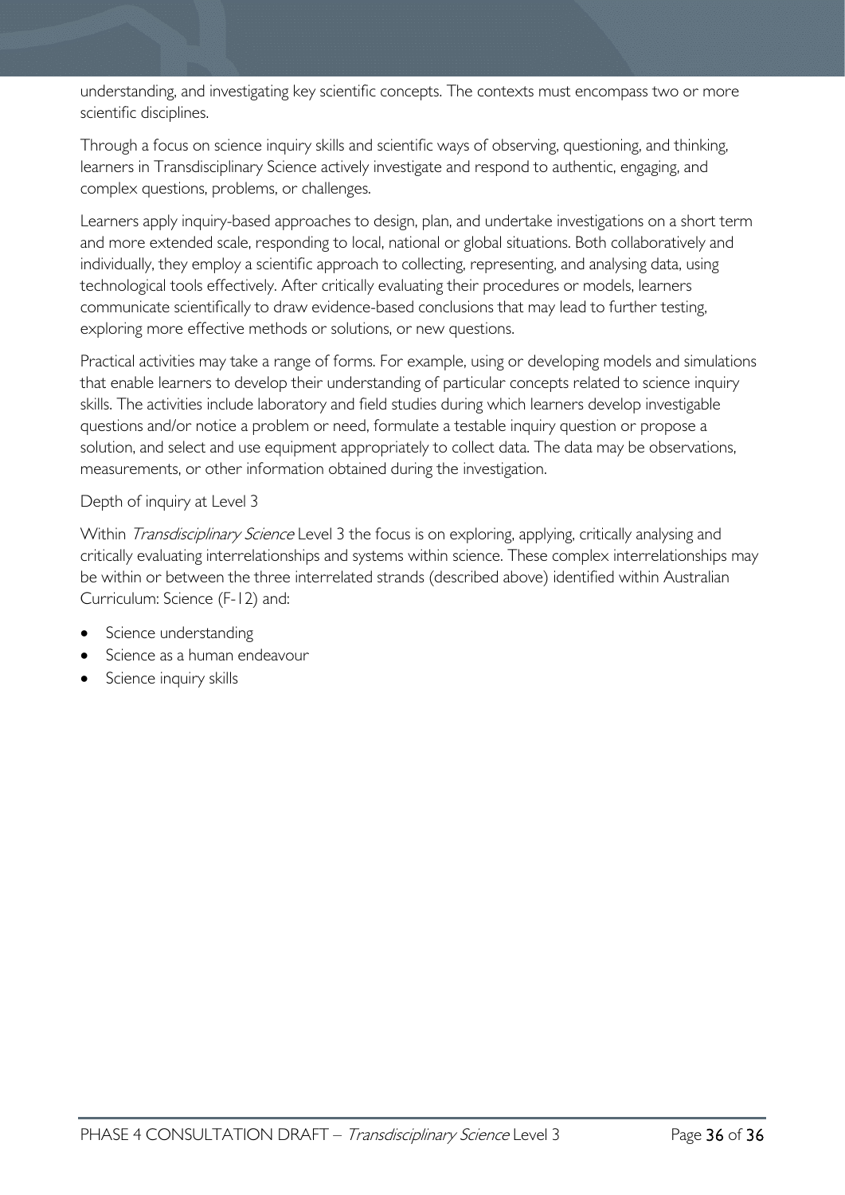understanding, and investigating key scientific concepts. The contexts must encompass two or more scientific disciplines.

Through a focus on science inquiry skills and scientific ways of observing, questioning, and thinking, learners in Transdisciplinary Science actively investigate and respond to authentic, engaging, and complex questions, problems, or challenges.

Learners apply inquiry-based approaches to design, plan, and undertake investigations on a short term and more extended scale, responding to local, national or global situations. Both collaboratively and individually, they employ a scientific approach to collecting, representing, and analysing data, using technological tools effectively. After critically evaluating their procedures or models, learners communicate scientifically to draw evidence-based conclusions that may lead to further testing, exploring more effective methods or solutions, or new questions.

Practical activities may take a range of forms. For example, using or developing models and simulations that enable learners to develop their understanding of particular concepts related to science inquiry skills. The activities include laboratory and field studies during which learners develop investigable questions and/or notice a problem or need, formulate a testable inquiry question or propose a solution, and select and use equipment appropriately to collect data. The data may be observations, measurements, or other information obtained during the investigation.

Depth of inquiry at Level 3

Within *Transdisciplinary Science* Level 3 the focus is on exploring, applying, critically analysing and critically evaluating interrelationships and systems within science. These complex interrelationships may be within or between the three interrelated strands (described above) identified within Australian Curriculum: Science (F-12) and:

- Science understanding
- Science as a human endeavour
- Science inquiry skills